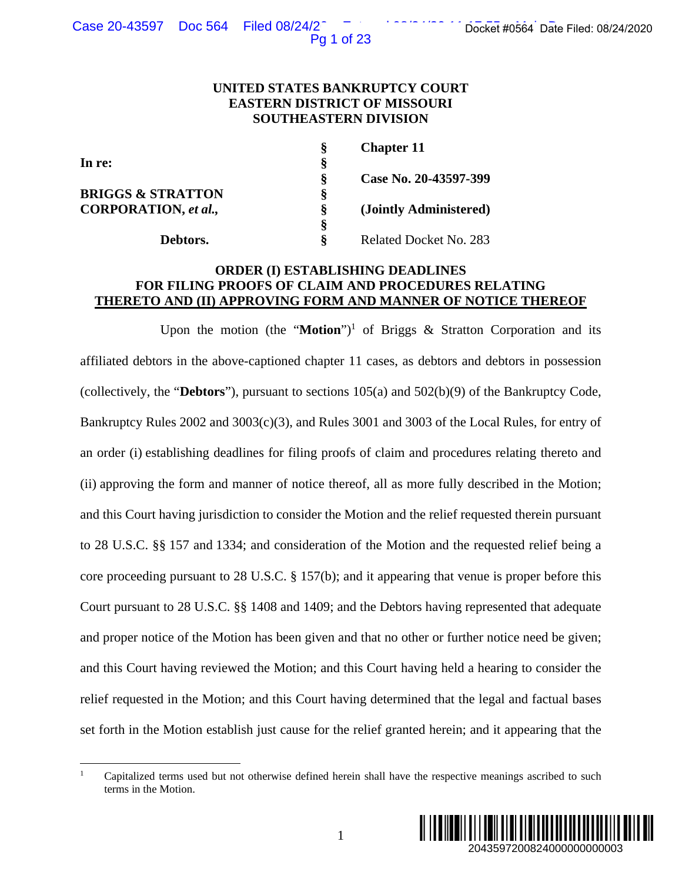**UNITED STATES BANKRUPTCY COURT**
**EASTERN DISTRICT OF MISSOURI**
**SOUTHEASTERN DIVISION**

| | | |
|---|---|---|
| | § | **Chapter 11** |
| **In re:** | § | |
| | § | **Case No. 20-43597-399** |
| **BRIGGS & STRATTON** | § | |
| **CORPORATION, *et al.*,** | § | **(Jointly Administered)** |
| | § | |
| **Debtors.** | § | Related Docket No. 283 |

**ORDER (I) ESTABLISHING DEADLINES FOR FILING PROOFS OF CLAIM AND PROCEDURES RELATING THERETO AND (II) APPROVING FORM AND MANNER OF NOTICE THEREOF**

Upon the motion (the "**Motion**")[1] of Briggs & Stratton Corporation and its affiliated debtors in the above-captioned chapter 11 cases, as debtors and debtors in possession (collectively, the "**Debtors**"), pursuant to sections 105(a) and 502(b)(9) of the Bankruptcy Code, Bankruptcy Rules 2002 and 3003(c)(3), and Rules 3001 and 3003 of the Local Rules, for entry of an order (i) establishing deadlines for filing proofs of claim and procedures relating thereto and (ii) approving the form and manner of notice thereof, all as more fully described in the Motion; and this Court having jurisdiction to consider the Motion and the relief requested therein pursuant to 28 U.S.C. §§ 157 and 1334; and consideration of the Motion and the requested relief being a core proceeding pursuant to 28 U.S.C. § 157(b); and it appearing that venue is proper before this Court pursuant to 28 U.S.C. §§ 1408 and 1409; and the Debtors having represented that adequate and proper notice of the Motion has been given and that no other or further notice need be given; and this Court having reviewed the Motion; and this Court having held a hearing to consider the relief requested in the Motion; and this Court having determined that the legal and factual bases set forth in the Motion establish just cause for the relief granted herein; and it appearing that the

[1] Capitalized terms used but not otherwise defined herein shall have the respective meanings ascribed to such terms in the Motion.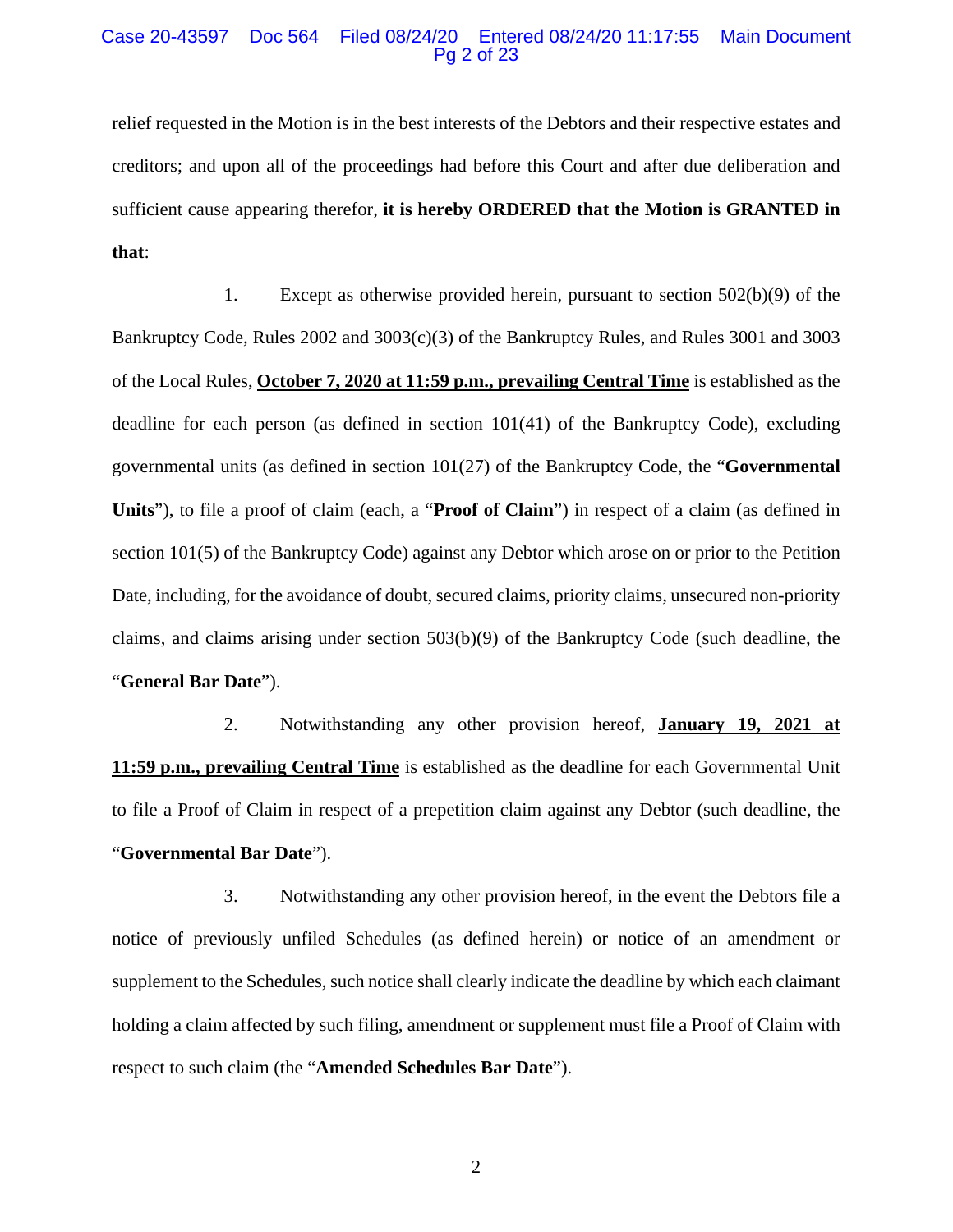relief requested in the Motion is in the best interests of the Debtors and their respective estates and creditors; and upon all of the proceedings had before this Court and after due deliberation and sufficient cause appearing therefor, **it is hereby ORDERED that the Motion is GRANTED in that**:

1. Except as otherwise provided herein, pursuant to section 502(b)(9) of the Bankruptcy Code, Rules 2002 and 3003(c)(3) of the Bankruptcy Rules, and Rules 3001 and 3003 of the Local Rules, **October 7, 2020 at 11:59 p.m., prevailing Central Time** is established as the deadline for each person (as defined in section 101(41) of the Bankruptcy Code), excluding governmental units (as defined in section 101(27) of the Bankruptcy Code, the "**Governmental Units**"), to file a proof of claim (each, a "**Proof of Claim**") in respect of a claim (as defined in section 101(5) of the Bankruptcy Code) against any Debtor which arose on or prior to the Petition Date, including, for the avoidance of doubt, secured claims, priority claims, unsecured non-priority claims, and claims arising under section 503(b)(9) of the Bankruptcy Code (such deadline, the "**General Bar Date**").

2. Notwithstanding any other provision hereof, **January 19, 2021 at 11:59 p.m., prevailing Central Time** is established as the deadline for each Governmental Unit to file a Proof of Claim in respect of a prepetition claim against any Debtor (such deadline, the "**Governmental Bar Date**").

3. Notwithstanding any other provision hereof, in the event the Debtors file a notice of previously unfiled Schedules (as defined herein) or notice of an amendment or supplement to the Schedules, such notice shall clearly indicate the deadline by which each claimant holding a claim affected by such filing, amendment or supplement must file a Proof of Claim with respect to such claim (the "**Amended Schedules Bar Date**").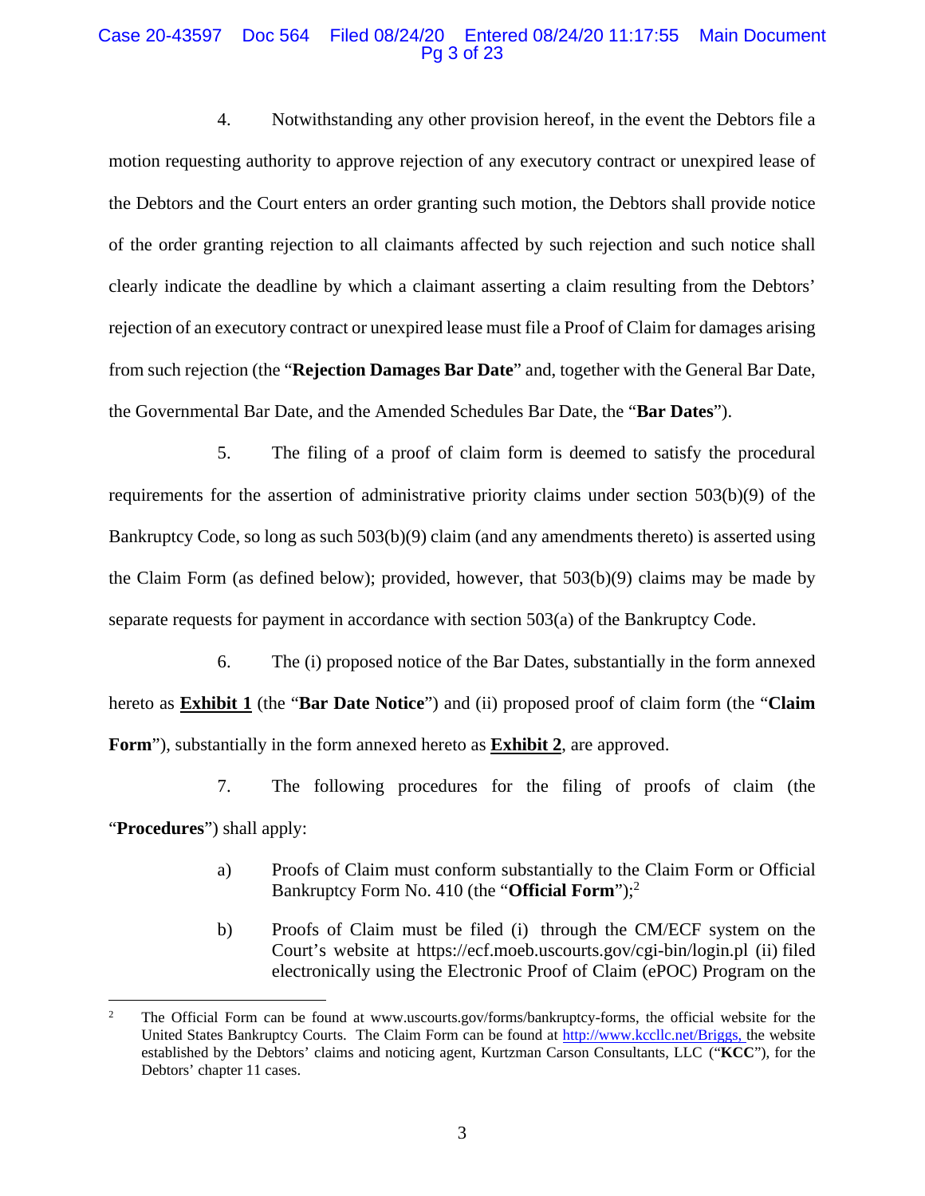4. Notwithstanding any other provision hereof, in the event the Debtors file a motion requesting authority to approve rejection of any executory contract or unexpired lease of the Debtors and the Court enters an order granting such motion, the Debtors shall provide notice of the order granting rejection to all claimants affected by such rejection and such notice shall clearly indicate the deadline by which a claimant asserting a claim resulting from the Debtors' rejection of an executory contract or unexpired lease must file a Proof of Claim for damages arising from such rejection (the "**Rejection Damages Bar Date**" and, together with the General Bar Date, the Governmental Bar Date, and the Amended Schedules Bar Date, the "**Bar Dates**").

5. The filing of a proof of claim form is deemed to satisfy the procedural requirements for the assertion of administrative priority claims under section 503(b)(9) of the Bankruptcy Code, so long as such 503(b)(9) claim (and any amendments thereto) is asserted using the Claim Form (as defined below); provided, however, that 503(b)(9) claims may be made by separate requests for payment in accordance with section 503(a) of the Bankruptcy Code.

6. The (i) proposed notice of the Bar Dates, substantially in the form annexed hereto as **Exhibit 1** (the "**Bar Date Notice**") and (ii) proposed proof of claim form (the "**Claim Form**"), substantially in the form annexed hereto as **Exhibit 2**, are approved.

7. The following procedures for the filing of proofs of claim (the "**Procedures**") shall apply:

a) Proofs of Claim must conform substantially to the Claim Form or Official Bankruptcy Form No. 410 (the "**Official Form**");[2]

b) Proofs of Claim must be filed (i) through the CM/ECF system on the Court's website at https://ecf.moeb.uscourts.gov/cgi-bin/login.pl (ii) filed electronically using the Electronic Proof of Claim (ePOC) Program on the

---

[2] The Official Form can be found at www.uscourts.gov/forms/bankruptcy-forms, the official website for the United States Bankruptcy Courts. The Claim Form can be found at http://www.kccllc.net/Briggs, the website established by the Debtors' claims and noticing agent, Kurtzman Carson Consultants, LLC ("**KCC**"), for the Debtors' chapter 11 cases.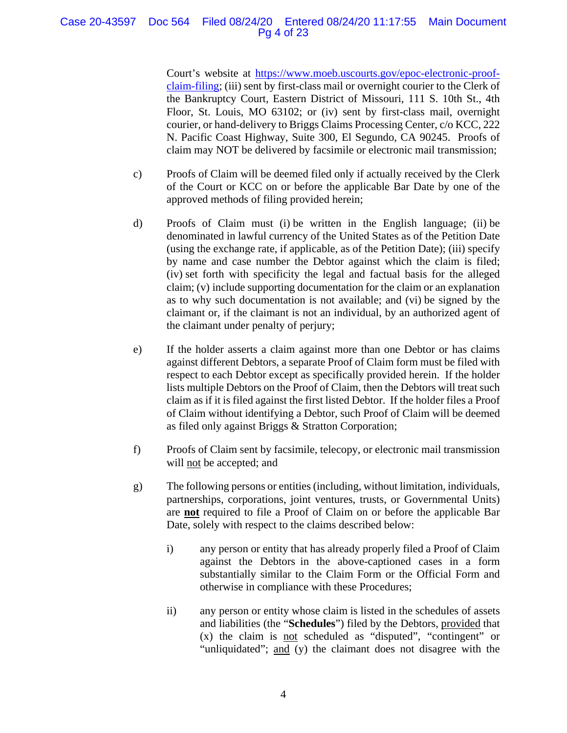Court's website at [https://www.moeb.uscourts.gov/epoc-electronic-proof-claim-filing](https://www.moeb.uscourts.gov/epoc-electronic-proof-claim-filing); (iii) sent by first-class mail or overnight courier to the Clerk of the Bankruptcy Court, Eastern District of Missouri, 111 S. 10th St., 4th Floor, St. Louis, MO 63102; or (iv) sent by first-class mail, overnight courier, or hand-delivery to Briggs Claims Processing Center, c/o KCC, 222 N. Pacific Coast Highway, Suite 300, El Segundo, CA 90245. Proofs of claim may NOT be delivered by facsimile or electronic mail transmission;

c) Proofs of Claim will be deemed filed only if actually received by the Clerk of the Court or KCC on or before the applicable Bar Date by one of the approved methods of filing provided herein;

d) Proofs of Claim must (i) be written in the English language; (ii) be denominated in lawful currency of the United States as of the Petition Date (using the exchange rate, if applicable, as of the Petition Date); (iii) specify by name and case number the Debtor against which the claim is filed; (iv) set forth with specificity the legal and factual basis for the alleged claim; (v) include supporting documentation for the claim or an explanation as to why such documentation is not available; and (vi) be signed by the claimant or, if the claimant is not an individual, by an authorized agent of the claimant under penalty of perjury;

e) If the holder asserts a claim against more than one Debtor or has claims against different Debtors, a separate Proof of Claim form must be filed with respect to each Debtor except as specifically provided herein. If the holder lists multiple Debtors on the Proof of Claim, then the Debtors will treat such claim as if it is filed against the first listed Debtor. If the holder files a Proof of Claim without identifying a Debtor, such Proof of Claim will be deemed as filed only against Briggs & Stratton Corporation;

f) Proofs of Claim sent by facsimile, telecopy, or electronic mail transmission will <u>not</u> be accepted; and

g) The following persons or entities (including, without limitation, individuals, partnerships, corporations, joint ventures, trusts, or Governmental Units) are <u>**not**</u> required to file a Proof of Claim on or before the applicable Bar Date, solely with respect to the claims described below:

   i) any person or entity that has already properly filed a Proof of Claim against the Debtors in the above-captioned cases in a form substantially similar to the Claim Form or the Official Form and otherwise in compliance with these Procedures;

   ii) any person or entity whose claim is listed in the schedules of assets and liabilities (the "**Schedules**") filed by the Debtors, <u>provided</u> that (x) the claim is <u>not</u> scheduled as "disputed", "contingent" or "unliquidated"; <u>and</u> (y) the claimant does not disagree with the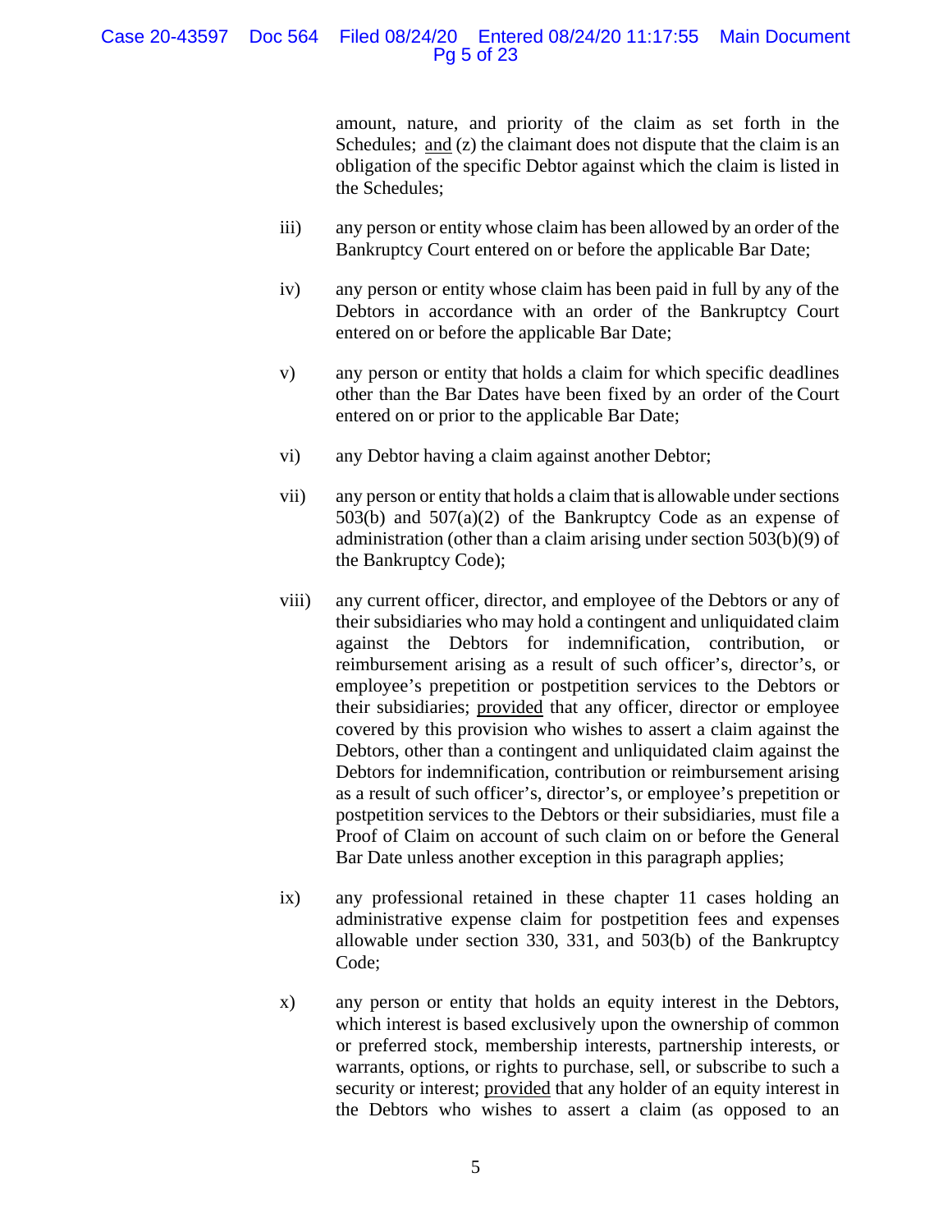amount, nature, and priority of the claim as set forth in the Schedules; and (z) the claimant does not dispute that the claim is an obligation of the specific Debtor against which the claim is listed in the Schedules;

iii) any person or entity whose claim has been allowed by an order of the Bankruptcy Court entered on or before the applicable Bar Date;

iv) any person or entity whose claim has been paid in full by any of the Debtors in accordance with an order of the Bankruptcy Court entered on or before the applicable Bar Date;

v) any person or entity that holds a claim for which specific deadlines other than the Bar Dates have been fixed by an order of the Court entered on or prior to the applicable Bar Date;

vi) any Debtor having a claim against another Debtor;

vii) any person or entity that holds a claim that is allowable under sections 503(b) and 507(a)(2) of the Bankruptcy Code as an expense of administration (other than a claim arising under section 503(b)(9) of the Bankruptcy Code);

viii) any current officer, director, and employee of the Debtors or any of their subsidiaries who may hold a contingent and unliquidated claim against the Debtors for indemnification, contribution, or reimbursement arising as a result of such officer's, director's, or employee's prepetition or postpetition services to the Debtors or their subsidiaries; provided that any officer, director or employee covered by this provision who wishes to assert a claim against the Debtors, other than a contingent and unliquidated claim against the Debtors for indemnification, contribution or reimbursement arising as a result of such officer's, director's, or employee's prepetition or postpetition services to the Debtors or their subsidiaries, must file a Proof of Claim on account of such claim on or before the General Bar Date unless another exception in this paragraph applies;

ix) any professional retained in these chapter 11 cases holding an administrative expense claim for postpetition fees and expenses allowable under section 330, 331, and 503(b) of the Bankruptcy Code;

x) any person or entity that holds an equity interest in the Debtors, which interest is based exclusively upon the ownership of common or preferred stock, membership interests, partnership interests, or warrants, options, or rights to purchase, sell, or subscribe to such a security or interest; provided that any holder of an equity interest in the Debtors who wishes to assert a claim (as opposed to an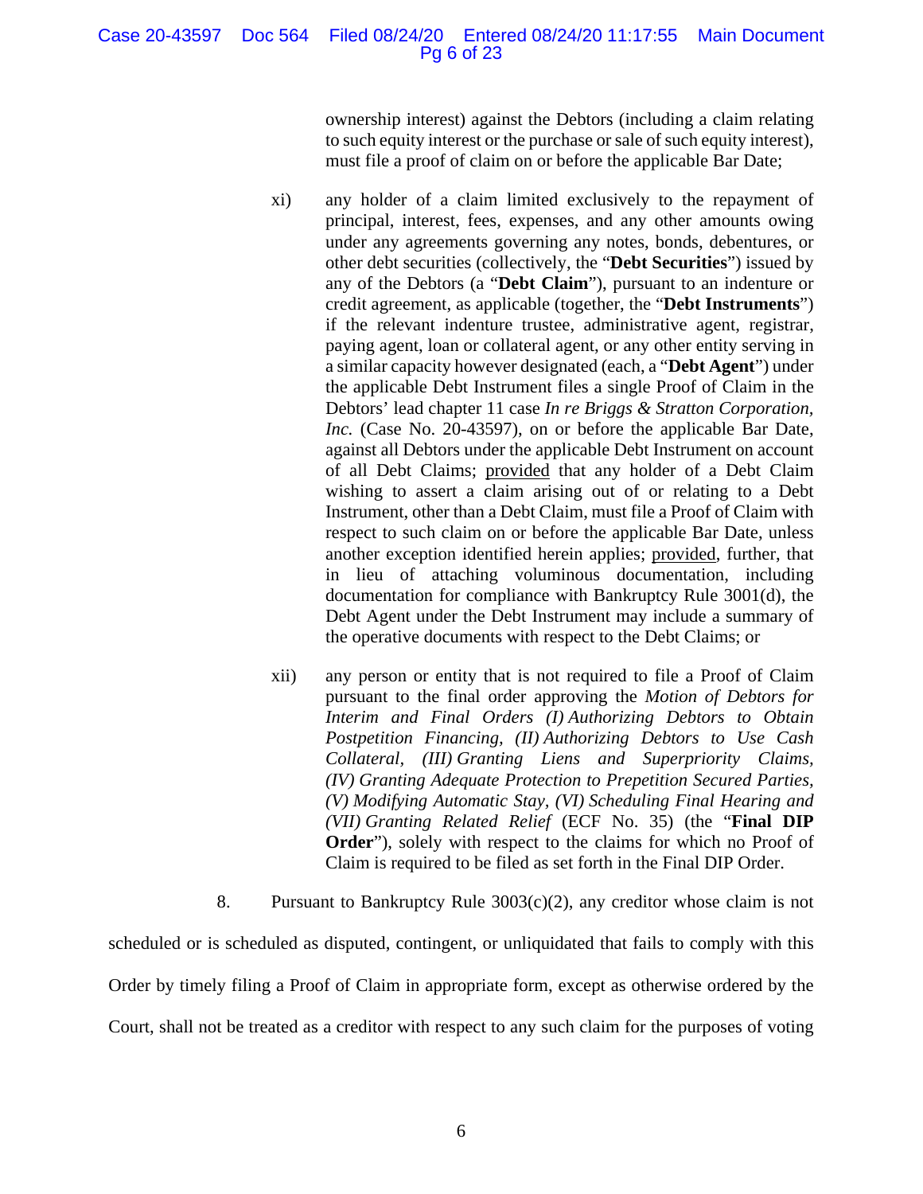ownership interest) against the Debtors (including a claim relating to such equity interest or the purchase or sale of such equity interest), must file a proof of claim on or before the applicable Bar Date;

xi) any holder of a claim limited exclusively to the repayment of principal, interest, fees, expenses, and any other amounts owing under any agreements governing any notes, bonds, debentures, or other debt securities (collectively, the "**Debt Securities**") issued by any of the Debtors (a "**Debt Claim**"), pursuant to an indenture or credit agreement, as applicable (together, the "**Debt Instruments**") if the relevant indenture trustee, administrative agent, registrar, paying agent, loan or collateral agent, or any other entity serving in a similar capacity however designated (each, a "**Debt Agent**") under the applicable Debt Instrument files a single Proof of Claim in the Debtors' lead chapter 11 case *In re Briggs & Stratton Corporation, Inc.* (Case No. 20-43597), on or before the applicable Bar Date, against all Debtors under the applicable Debt Instrument on account of all Debt Claims; provided that any holder of a Debt Claim wishing to assert a claim arising out of or relating to a Debt Instrument, other than a Debt Claim, must file a Proof of Claim with respect to such claim on or before the applicable Bar Date, unless another exception identified herein applies; provided, further, that in lieu of attaching voluminous documentation, including documentation for compliance with Bankruptcy Rule 3001(d), the Debt Agent under the Debt Instrument may include a summary of the operative documents with respect to the Debt Claims; or

xii) any person or entity that is not required to file a Proof of Claim pursuant to the final order approving the *Motion of Debtors for Interim and Final Orders (I) Authorizing Debtors to Obtain Postpetition Financing, (II) Authorizing Debtors to Use Cash Collateral, (III) Granting Liens and Superpriority Claims, (IV) Granting Adequate Protection to Prepetition Secured Parties, (V) Modifying Automatic Stay, (VI) Scheduling Final Hearing and (VII) Granting Related Relief* (ECF No. 35) (the "**Final DIP Order**"), solely with respect to the claims for which no Proof of Claim is required to be filed as set forth in the Final DIP Order.

8. Pursuant to Bankruptcy Rule 3003(c)(2), any creditor whose claim is not scheduled or is scheduled as disputed, contingent, or unliquidated that fails to comply with this Order by timely filing a Proof of Claim in appropriate form, except as otherwise ordered by the Court, shall not be treated as a creditor with respect to any such claim for the purposes of voting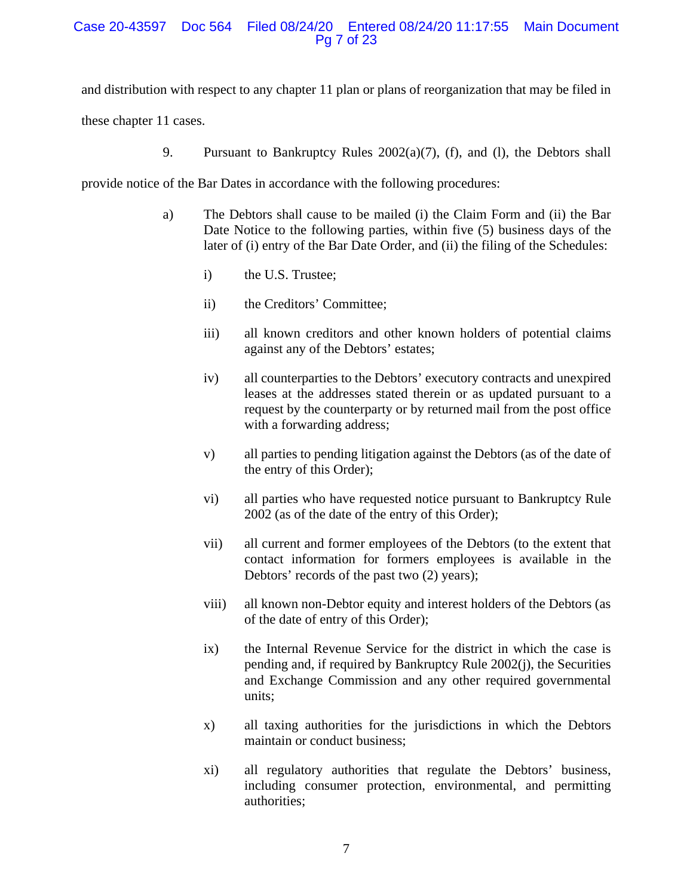and distribution with respect to any chapter 11 plan or plans of reorganization that may be filed in these chapter 11 cases.

9. Pursuant to Bankruptcy Rules 2002(a)(7), (f), and (l), the Debtors shall provide notice of the Bar Dates in accordance with the following procedures:

a) The Debtors shall cause to be mailed (i) the Claim Form and (ii) the Bar Date Notice to the following parties, within five (5) business days of the later of (i) entry of the Bar Date Order, and (ii) the filing of the Schedules:

   i) the U.S. Trustee;

   ii) the Creditors' Committee;

   iii) all known creditors and other known holders of potential claims against any of the Debtors' estates;

   iv) all counterparties to the Debtors' executory contracts and unexpired leases at the addresses stated therein or as updated pursuant to a request by the counterparty or by returned mail from the post office with a forwarding address;

   v) all parties to pending litigation against the Debtors (as of the date of the entry of this Order);

   vi) all parties who have requested notice pursuant to Bankruptcy Rule 2002 (as of the date of the entry of this Order);

   vii) all current and former employees of the Debtors (to the extent that contact information for formers employees is available in the Debtors' records of the past two (2) years);

   viii) all known non-Debtor equity and interest holders of the Debtors (as of the date of entry of this Order);

   ix) the Internal Revenue Service for the district in which the case is pending and, if required by Bankruptcy Rule 2002(j), the Securities and Exchange Commission and any other required governmental units;

   x) all taxing authorities for the jurisdictions in which the Debtors maintain or conduct business;

   xi) all regulatory authorities that regulate the Debtors' business, including consumer protection, environmental, and permitting authorities;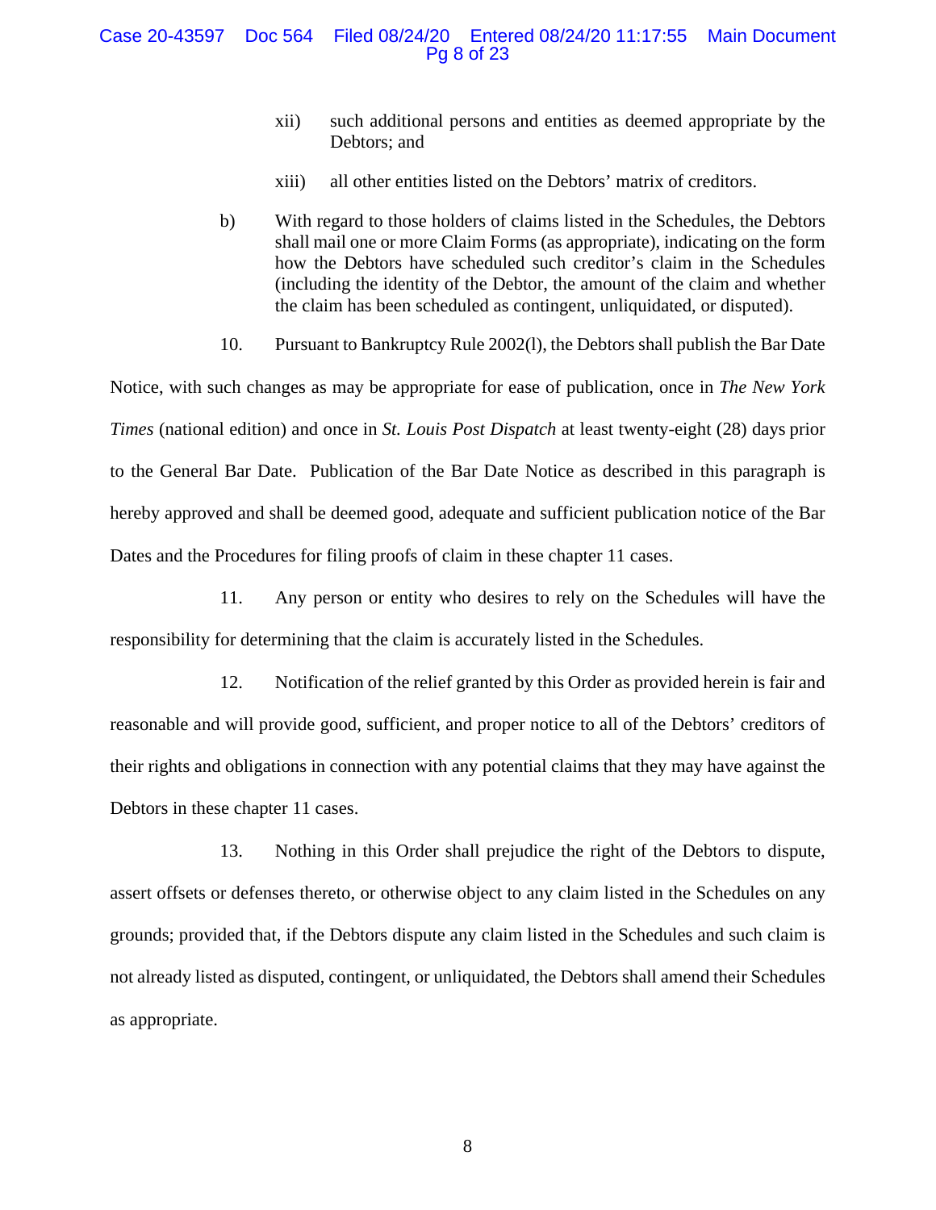xii) such additional persons and entities as deemed appropriate by the Debtors; and

xiii) all other entities listed on the Debtors' matrix of creditors.

b) With regard to those holders of claims listed in the Schedules, the Debtors shall mail one or more Claim Forms (as appropriate), indicating on the form how the Debtors have scheduled such creditor's claim in the Schedules (including the identity of the Debtor, the amount of the claim and whether the claim has been scheduled as contingent, unliquidated, or disputed).

10. Pursuant to Bankruptcy Rule 2002(l), the Debtors shall publish the Bar Date Notice, with such changes as may be appropriate for ease of publication, once in *The New York Times* (national edition) and once in *St. Louis Post Dispatch* at least twenty-eight (28) days prior to the General Bar Date. Publication of the Bar Date Notice as described in this paragraph is hereby approved and shall be deemed good, adequate and sufficient publication notice of the Bar Dates and the Procedures for filing proofs of claim in these chapter 11 cases.

11. Any person or entity who desires to rely on the Schedules will have the responsibility for determining that the claim is accurately listed in the Schedules.

12. Notification of the relief granted by this Order as provided herein is fair and reasonable and will provide good, sufficient, and proper notice to all of the Debtors' creditors of their rights and obligations in connection with any potential claims that they may have against the Debtors in these chapter 11 cases.

13. Nothing in this Order shall prejudice the right of the Debtors to dispute, assert offsets or defenses thereto, or otherwise object to any claim listed in the Schedules on any grounds; provided that, if the Debtors dispute any claim listed in the Schedules and such claim is not already listed as disputed, contingent, or unliquidated, the Debtors shall amend their Schedules as appropriate.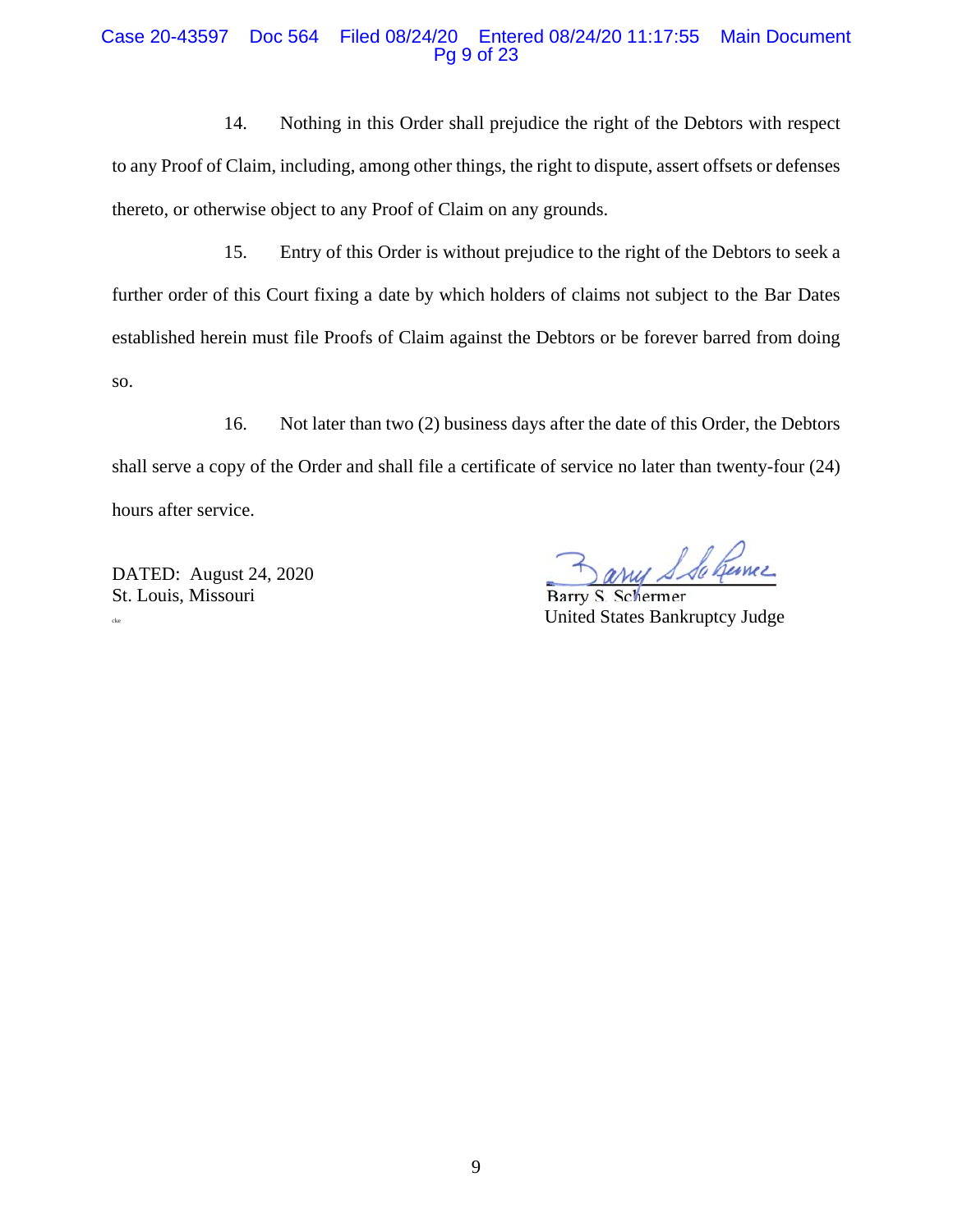14. Nothing in this Order shall prejudice the right of the Debtors with respect to any Proof of Claim, including, among other things, the right to dispute, assert offsets or defenses thereto, or otherwise object to any Proof of Claim on any grounds.

15. Entry of this Order is without prejudice to the right of the Debtors to seek a further order of this Court fixing a date by which holders of claims not subject to the Bar Dates established herein must file Proofs of Claim against the Debtors or be forever barred from doing so.

16. Not later than two (2) business days after the date of this Order, the Debtors shall serve a copy of the Order and shall file a certificate of service no later than twenty-four (24) hours after service.

DATED: August 24, 2020
St. Louis, Missouri
cke

Barry S. Schermer
United States Bankruptcy Judge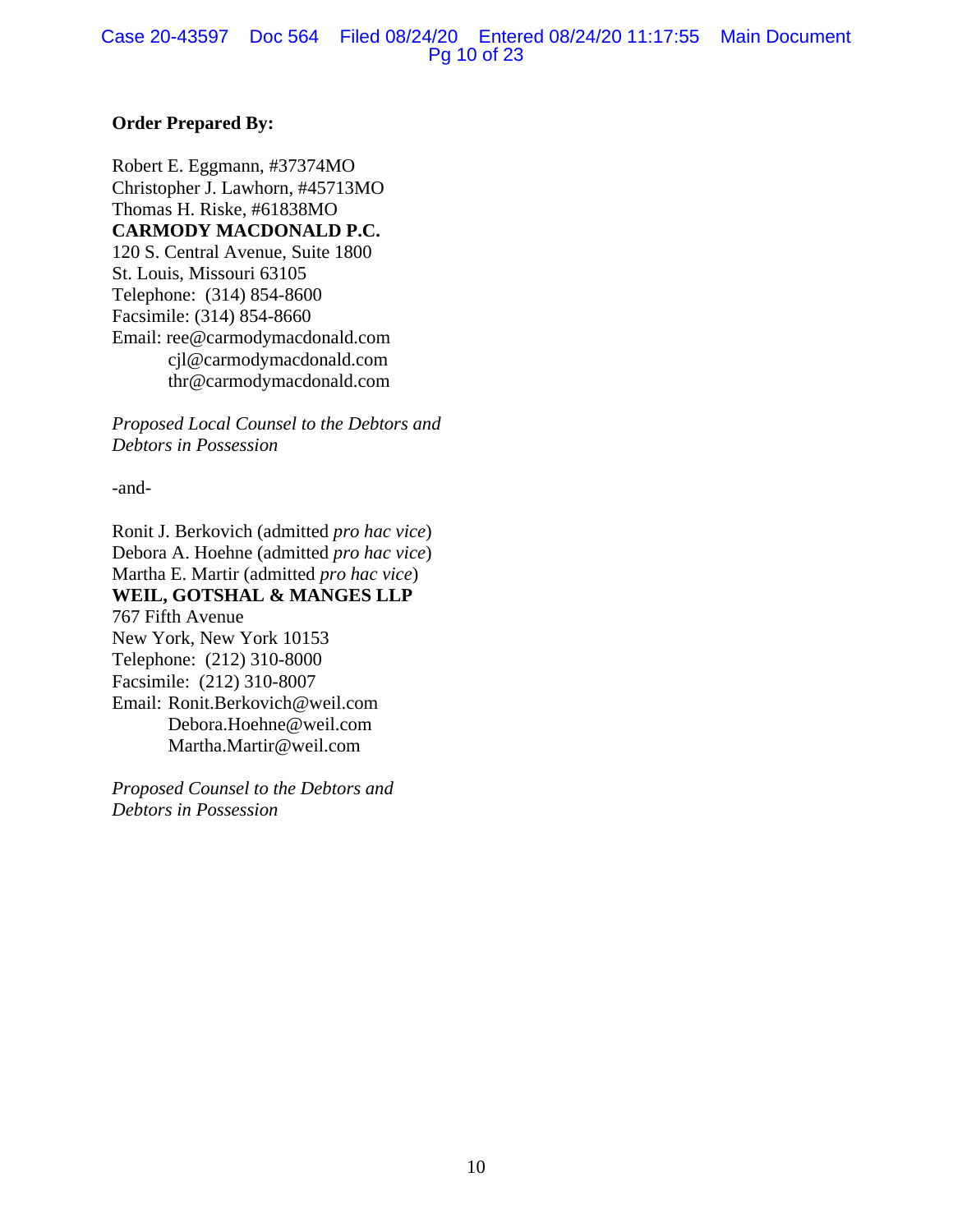**Order Prepared By:**

Robert E. Eggmann, #37374MO
Christopher J. Lawhorn, #45713MO
Thomas H. Riske, #61838MO
**CARMODY MACDONALD P.C.**
120 S. Central Avenue, Suite 1800
St. Louis, Missouri 63105
Telephone: (314) 854-8600
Facsimile: (314) 854-8660
Email: ree@carmodymacdonald.com
cjl@carmodymacdonald.com
thr@carmodymacdonald.com

*Proposed Local Counsel to the Debtors and Debtors in Possession*

-and-

Ronit J. Berkovich (admitted *pro hac vice*)
Debora A. Hoehne (admitted *pro hac vice*)
Martha E. Martir (admitted *pro hac vice*)
**WEIL, GOTSHAL & MANGES LLP**
767 Fifth Avenue
New York, New York 10153
Telephone: (212) 310-8000
Facsimile: (212) 310-8007
Email: Ronit.Berkovich@weil.com
Debora.Hoehne@weil.com
Martha.Martir@weil.com

*Proposed Counsel to the Debtors and Debtors in Possession*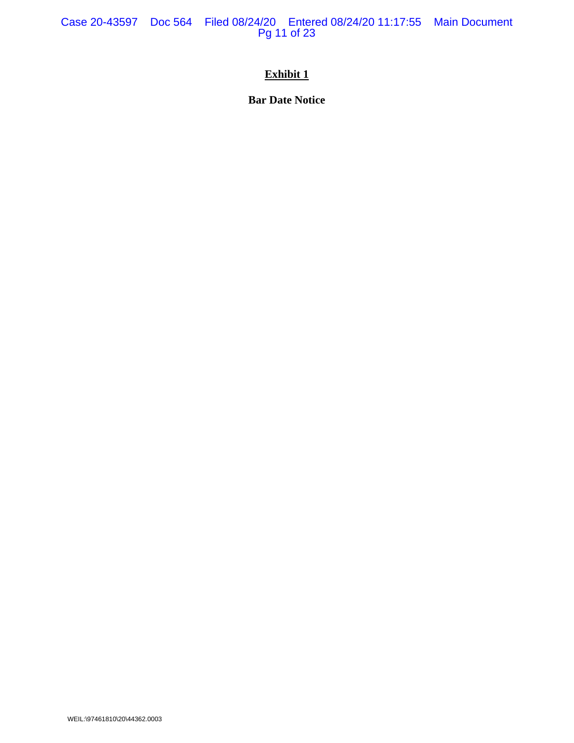**Exhibit 1**

**Bar Date Notice**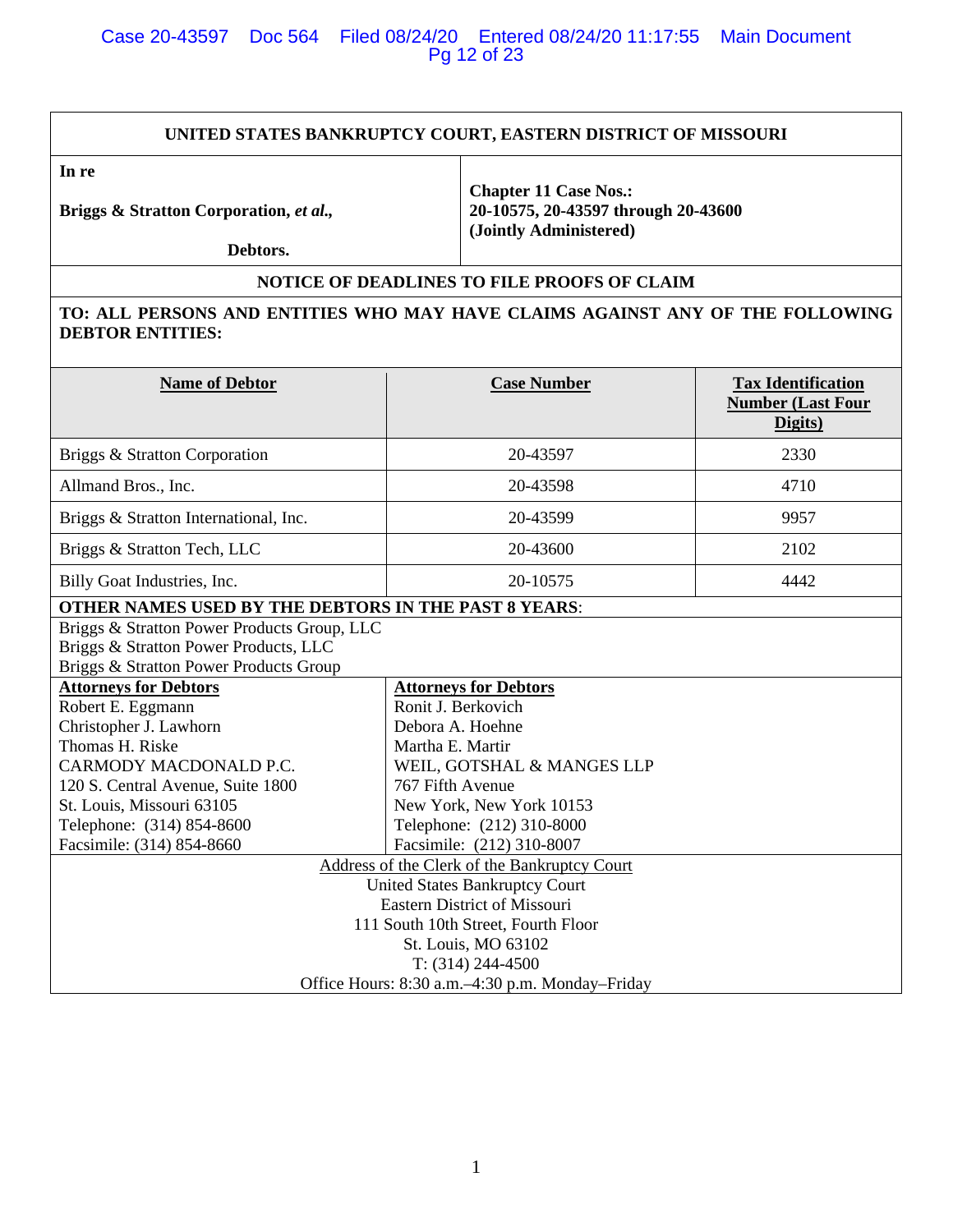**UNITED STATES BANKRUPTCY COURT, EASTERN DISTRICT OF MISSOURI**

| In re<br><br>**Briggs & Stratton Corporation, *et al.*,**<br><br>**Debtors.** | **Chapter 11 Case Nos.:**<br>**20-10575, 20-43597 through 20-43600**<br>**(Jointly Administered)** |
|---|---|

**NOTICE OF DEADLINES TO FILE PROOFS OF CLAIM**

**TO: ALL PERSONS AND ENTITIES WHO MAY HAVE CLAIMS AGAINST ANY OF THE FOLLOWING DEBTOR ENTITIES:**

| Name of Debtor | Case Number | Tax Identification Number (Last Four Digits) |
|---|---|---|
| Briggs & Stratton Corporation | 20-43597 | 2330 |
| Allmand Bros., Inc. | 20-43598 | 4710 |
| Briggs & Stratton International, Inc. | 20-43599 | 9957 |
| Briggs & Stratton Tech, LLC | 20-43600 | 2102 |
| Billy Goat Industries, Inc. | 20-10575 | 4442 |

**OTHER NAMES USED BY THE DEBTORS IN THE PAST 8 YEARS**:

Briggs & Stratton Power Products Group, LLC
Briggs & Stratton Power Products, LLC
Briggs & Stratton Power Products Group

| Attorneys for Debtors | Attorneys for Debtors |
|---|---|
| Robert E. Eggmann | Ronit J. Berkovich |
| Christopher J. Lawhorn | Debora A. Hoehne |
| Thomas H. Riske | Martha E. Martir |
| CARMODY MACDONALD P.C. | WEIL, GOTSHAL & MANGES LLP |
| 120 S. Central Avenue, Suite 1800 | 767 Fifth Avenue |
| St. Louis, Missouri 63105 | New York, New York 10153 |
| Telephone: (314) 854-8600 | Telephone: (212) 310-8000 |
| Facsimile: (314) 854-8660 | Facsimile: (212) 310-8007 |

Address of the Clerk of the Bankruptcy Court
United States Bankruptcy Court
Eastern District of Missouri
111 South 10th Street, Fourth Floor
St. Louis, MO 63102
T: (314) 244-4500
Office Hours: 8:30 a.m.–4:30 p.m. Monday–Friday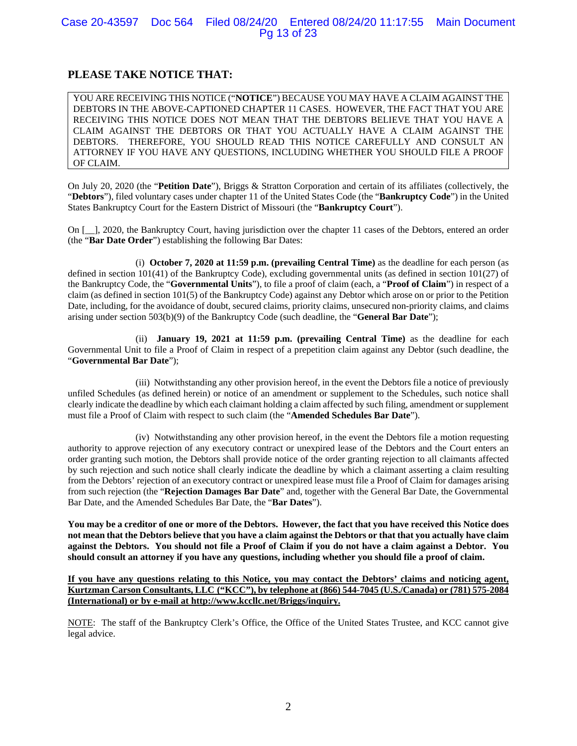## PLEASE TAKE NOTICE THAT:

YOU ARE RECEIVING THIS NOTICE ("**NOTICE**") BECAUSE YOU MAY HAVE A CLAIM AGAINST THE DEBTORS IN THE ABOVE-CAPTIONED CHAPTER 11 CASES. HOWEVER, THE FACT THAT YOU ARE RECEIVING THIS NOTICE DOES NOT MEAN THAT THE DEBTORS BELIEVE THAT YOU HAVE A CLAIM AGAINST THE DEBTORS OR THAT YOU ACTUALLY HAVE A CLAIM AGAINST THE DEBTORS. THEREFORE, YOU SHOULD READ THIS NOTICE CAREFULLY AND CONSULT AN ATTORNEY IF YOU HAVE ANY QUESTIONS, INCLUDING WHETHER YOU SHOULD FILE A PROOF OF CLAIM.

On July 20, 2020 (the "**Petition Date**"), Briggs & Stratton Corporation and certain of its affiliates (collectively, the "**Debtors**"), filed voluntary cases under chapter 11 of the United States Code (the "**Bankruptcy Code**") in the United States Bankruptcy Court for the Eastern District of Missouri (the "**Bankruptcy Court**").

On [__], 2020, the Bankruptcy Court, having jurisdiction over the chapter 11 cases of the Debtors, entered an order (the "**Bar Date Order**") establishing the following Bar Dates:

(i) **October 7, 2020 at 11:59 p.m. (prevailing Central Time)** as the deadline for each person (as defined in section 101(41) of the Bankruptcy Code), excluding governmental units (as defined in section 101(27) of the Bankruptcy Code, the "**Governmental Units**"), to file a proof of claim (each, a "**Proof of Claim**") in respect of a claim (as defined in section 101(5) of the Bankruptcy Code) against any Debtor which arose on or prior to the Petition Date, including, for the avoidance of doubt, secured claims, priority claims, unsecured non-priority claims, and claims arising under section 503(b)(9) of the Bankruptcy Code (such deadline, the "**General Bar Date**");

(ii) **January 19, 2021 at 11:59 p.m. (prevailing Central Time)** as the deadline for each Governmental Unit to file a Proof of Claim in respect of a prepetition claim against any Debtor (such deadline, the "**Governmental Bar Date**");

(iii) Notwithstanding any other provision hereof, in the event the Debtors file a notice of previously unfiled Schedules (as defined herein) or notice of an amendment or supplement to the Schedules, such notice shall clearly indicate the deadline by which each claimant holding a claim affected by such filing, amendment or supplement must file a Proof of Claim with respect to such claim (the "**Amended Schedules Bar Date**").

(iv) Notwithstanding any other provision hereof, in the event the Debtors file a motion requesting authority to approve rejection of any executory contract or unexpired lease of the Debtors and the Court enters an order granting such motion, the Debtors shall provide notice of the order granting rejection to all claimants affected by such rejection and such notice shall clearly indicate the deadline by which a claimant asserting a claim resulting from the Debtors' rejection of an executory contract or unexpired lease must file a Proof of Claim for damages arising from such rejection (the "**Rejection Damages Bar Date**" and, together with the General Bar Date, the Governmental Bar Date, and the Amended Schedules Bar Date, the "**Bar Dates**").

**You may be a creditor of one or more of the Debtors. However, the fact that you have received this Notice does not mean that the Debtors believe that you have a claim against the Debtors or that that you actually have claim against the Debtors. You should not file a Proof of Claim if you do not have a claim against a Debtor. You should consult an attorney if you have any questions, including whether you should file a proof of claim.**

**<u>If you have any questions relating to this Notice, you may contact the Debtors' claims and noticing agent, Kurtzman Carson Consultants, LLC ("KCC"), by telephone at (866) 544-7045 (U.S./Canada) or (781) 575-2084 (International) or by e-mail at http://www.kccllc.net/Briggs/inquiry.</u>**

<u>NOTE</u>: The staff of the Bankruptcy Clerk's Office, the Office of the United States Trustee, and KCC cannot give legal advice.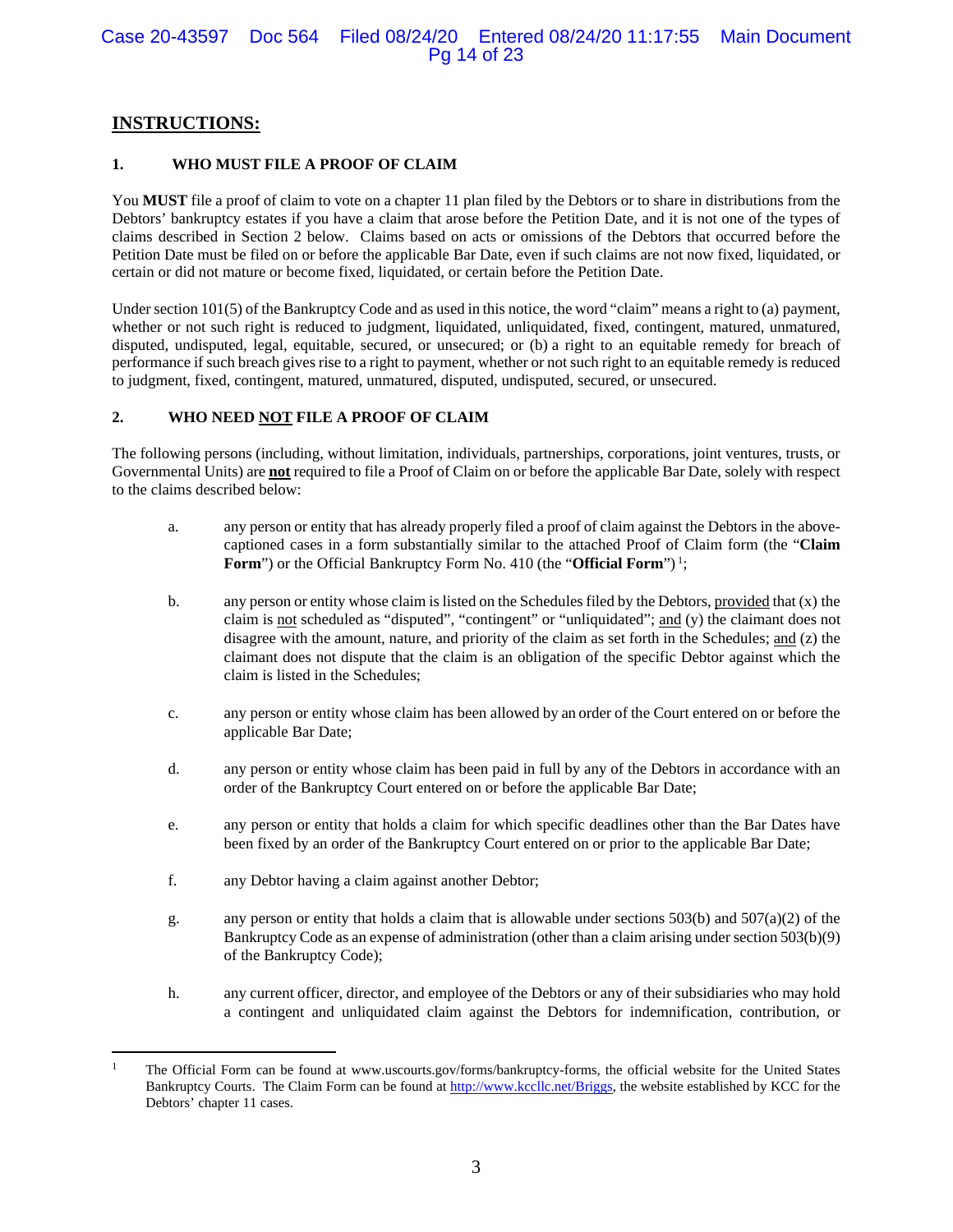## INSTRUCTIONS:

**1. WHO MUST FILE A PROOF OF CLAIM**

You **MUST** file a proof of claim to vote on a chapter 11 plan filed by the Debtors or to share in distributions from the Debtors' bankruptcy estates if you have a claim that arose before the Petition Date, and it is not one of the types of claims described in Section 2 below. Claims based on acts or omissions of the Debtors that occurred before the Petition Date must be filed on or before the applicable Bar Date, even if such claims are not now fixed, liquidated, or certain or did not mature or become fixed, liquidated, or certain before the Petition Date.

Under section 101(5) of the Bankruptcy Code and as used in this notice, the word "claim" means a right to (a) payment, whether or not such right is reduced to judgment, liquidated, unliquidated, fixed, contingent, matured, unmatured, disputed, undisputed, legal, equitable, secured, or unsecured; or (b) a right to an equitable remedy for breach of performance if such breach gives rise to a right to payment, whether or not such right to an equitable remedy is reduced to judgment, fixed, contingent, matured, unmatured, disputed, undisputed, secured, or unsecured.

**2. WHO NEED NOT FILE A PROOF OF CLAIM**

The following persons (including, without limitation, individuals, partnerships, corporations, joint ventures, trusts, or Governmental Units) are **not** required to file a Proof of Claim on or before the applicable Bar Date, solely with respect to the claims described below:

a. any person or entity that has already properly filed a proof of claim against the Debtors in the above-captioned cases in a form substantially similar to the attached Proof of Claim form (the "**Claim Form**") or the Official Bankruptcy Form No. 410 (the "**Official Form**") [1];

b. any person or entity whose claim is listed on the Schedules filed by the Debtors, provided that (x) the claim is not scheduled as "disputed", "contingent" or "unliquidated"; and (y) the claimant does not disagree with the amount, nature, and priority of the claim as set forth in the Schedules; and (z) the claimant does not dispute that the claim is an obligation of the specific Debtor against which the claim is listed in the Schedules;

c. any person or entity whose claim has been allowed by an order of the Court entered on or before the applicable Bar Date;

d. any person or entity whose claim has been paid in full by any of the Debtors in accordance with an order of the Bankruptcy Court entered on or before the applicable Bar Date;

e. any person or entity that holds a claim for which specific deadlines other than the Bar Dates have been fixed by an order of the Bankruptcy Court entered on or prior to the applicable Bar Date;

f. any Debtor having a claim against another Debtor;

g. any person or entity that holds a claim that is allowable under sections 503(b) and 507(a)(2) of the Bankruptcy Code as an expense of administration (other than a claim arising under section 503(b)(9) of the Bankruptcy Code);

h. any current officer, director, and employee of the Debtors or any of their subsidiaries who may hold a contingent and unliquidated claim against the Debtors for indemnification, contribution, or

---

[1] The Official Form can be found at www.uscourts.gov/forms/bankruptcy-forms, the official website for the United States Bankruptcy Courts. The Claim Form can be found at http://www.kccllc.net/Briggs, the website established by KCC for the Debtors' chapter 11 cases.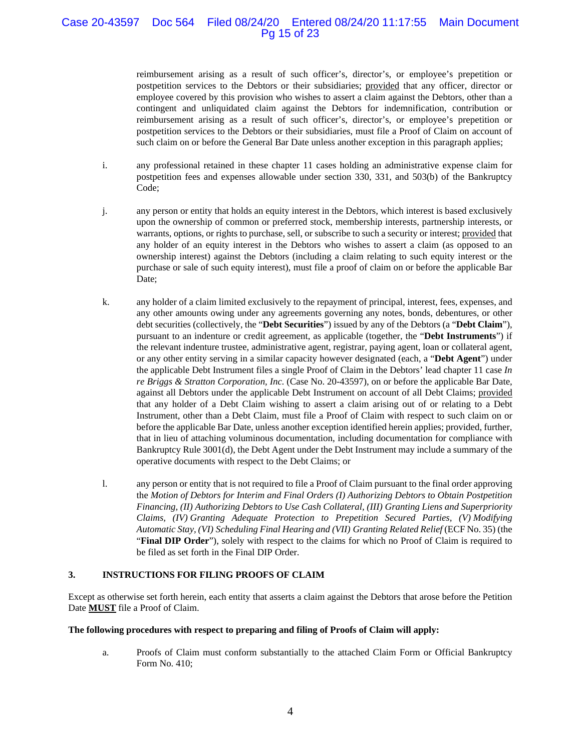reimbursement arising as a result of such officer's, director's, or employee's prepetition or postpetition services to the Debtors or their subsidiaries; provided that any officer, director or employee covered by this provision who wishes to assert a claim against the Debtors, other than a contingent and unliquidated claim against the Debtors for indemnification, contribution or reimbursement arising as a result of such officer's, director's, or employee's prepetition or postpetition services to the Debtors or their subsidiaries, must file a Proof of Claim on account of such claim on or before the General Bar Date unless another exception in this paragraph applies;

i. any professional retained in these chapter 11 cases holding an administrative expense claim for postpetition fees and expenses allowable under section 330, 331, and 503(b) of the Bankruptcy Code;

j. any person or entity that holds an equity interest in the Debtors, which interest is based exclusively upon the ownership of common or preferred stock, membership interests, partnership interests, or warrants, options, or rights to purchase, sell, or subscribe to such a security or interest; provided that any holder of an equity interest in the Debtors who wishes to assert a claim (as opposed to an ownership interest) against the Debtors (including a claim relating to such equity interest or the purchase or sale of such equity interest), must file a proof of claim on or before the applicable Bar Date;

k. any holder of a claim limited exclusively to the repayment of principal, interest, fees, expenses, and any other amounts owing under any agreements governing any notes, bonds, debentures, or other debt securities (collectively, the "**Debt Securities**") issued by any of the Debtors (a "**Debt Claim**"), pursuant to an indenture or credit agreement, as applicable (together, the "**Debt Instruments**") if the relevant indenture trustee, administrative agent, registrar, paying agent, loan or collateral agent, or any other entity serving in a similar capacity however designated (each, a "**Debt Agent**") under the applicable Debt Instrument files a single Proof of Claim in the Debtors' lead chapter 11 case *In re Briggs & Stratton Corporation, Inc.* (Case No. 20-43597), on or before the applicable Bar Date, against all Debtors under the applicable Debt Instrument on account of all Debt Claims; provided that any holder of a Debt Claim wishing to assert a claim arising out of or relating to a Debt Instrument, other than a Debt Claim, must file a Proof of Claim with respect to such claim on or before the applicable Bar Date, unless another exception identified herein applies; provided, further, that in lieu of attaching voluminous documentation, including documentation for compliance with Bankruptcy Rule 3001(d), the Debt Agent under the Debt Instrument may include a summary of the operative documents with respect to the Debt Claims; or

l. any person or entity that is not required to file a Proof of Claim pursuant to the final order approving the *Motion of Debtors for Interim and Final Orders (I) Authorizing Debtors to Obtain Postpetition Financing, (II) Authorizing Debtors to Use Cash Collateral, (III) Granting Liens and Superpriority Claims, (IV) Granting Adequate Protection to Prepetition Secured Parties, (V) Modifying Automatic Stay, (VI) Scheduling Final Hearing and (VII) Granting Related Relief* (ECF No. 35) (the "**Final DIP Order**"), solely with respect to the claims for which no Proof of Claim is required to be filed as set forth in the Final DIP Order.

## 3. INSTRUCTIONS FOR FILING PROOFS OF CLAIM

Except as otherwise set forth herein, each entity that asserts a claim against the Debtors that arose before the Petition Date **MUST** file a Proof of Claim.

**The following procedures with respect to preparing and filing of Proofs of Claim will apply:**

a. Proofs of Claim must conform substantially to the attached Claim Form or Official Bankruptcy Form No. 410;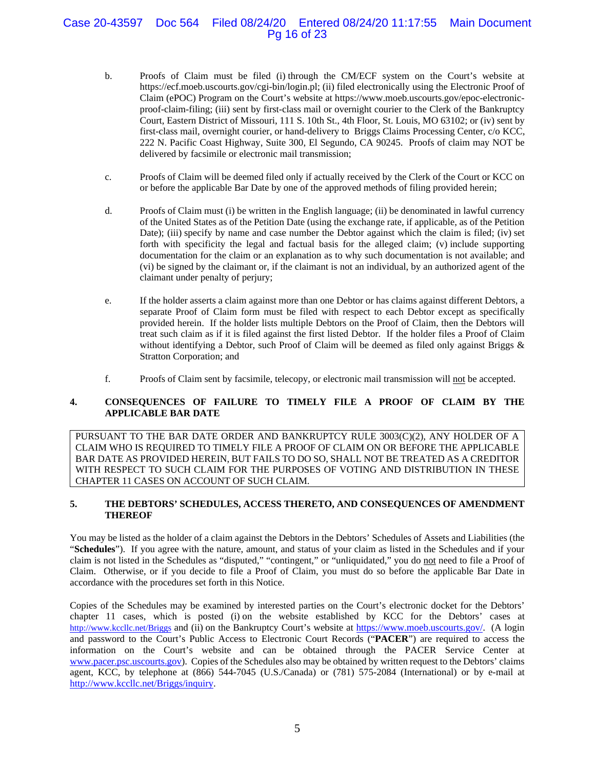b. Proofs of Claim must be filed (i) through the CM/ECF system on the Court's website at https://ecf.moeb.uscourts.gov/cgi-bin/login.pl; (ii) filed electronically using the Electronic Proof of Claim (ePOC) Program on the Court's website at https://www.moeb.uscourts.gov/epoc-electronic-proof-claim-filing; (iii) sent by first-class mail or overnight courier to the Clerk of the Bankruptcy Court, Eastern District of Missouri, 111 S. 10th St., 4th Floor, St. Louis, MO 63102; or (iv) sent by first-class mail, overnight courier, or hand-delivery to Briggs Claims Processing Center, c/o KCC, 222 N. Pacific Coast Highway, Suite 300, El Segundo, CA 90245. Proofs of claim may NOT be delivered by facsimile or electronic mail transmission;

c. Proofs of Claim will be deemed filed only if actually received by the Clerk of the Court or KCC on or before the applicable Bar Date by one of the approved methods of filing provided herein;

d. Proofs of Claim must (i) be written in the English language; (ii) be denominated in lawful currency of the United States as of the Petition Date (using the exchange rate, if applicable, as of the Petition Date); (iii) specify by name and case number the Debtor against which the claim is filed; (iv) set forth with specificity the legal and factual basis for the alleged claim; (v) include supporting documentation for the claim or an explanation as to why such documentation is not available; and (vi) be signed by the claimant or, if the claimant is not an individual, by an authorized agent of the claimant under penalty of perjury;

e. If the holder asserts a claim against more than one Debtor or has claims against different Debtors, a separate Proof of Claim form must be filed with respect to each Debtor except as specifically provided herein. If the holder lists multiple Debtors on the Proof of Claim, then the Debtors will treat such claim as if it is filed against the first listed Debtor. If the holder files a Proof of Claim without identifying a Debtor, such Proof of Claim will be deemed as filed only against Briggs & Stratton Corporation; and

f. Proofs of Claim sent by facsimile, telecopy, or electronic mail transmission will not be accepted.

## 4. CONSEQUENCES OF FAILURE TO TIMELY FILE A PROOF OF CLAIM BY THE APPLICABLE BAR DATE

PURSUANT TO THE BAR DATE ORDER AND BANKRUPTCY RULE 3003(C)(2), ANY HOLDER OF A CLAIM WHO IS REQUIRED TO TIMELY FILE A PROOF OF CLAIM ON OR BEFORE THE APPLICABLE BAR DATE AS PROVIDED HEREIN, BUT FAILS TO DO SO, SHALL NOT BE TREATED AS A CREDITOR WITH RESPECT TO SUCH CLAIM FOR THE PURPOSES OF VOTING AND DISTRIBUTION IN THESE CHAPTER 11 CASES ON ACCOUNT OF SUCH CLAIM.

## 5. THE DEBTORS' SCHEDULES, ACCESS THERETO, AND CONSEQUENCES OF AMENDMENT THEREOF

You may be listed as the holder of a claim against the Debtors in the Debtors' Schedules of Assets and Liabilities (the "**Schedules**"). If you agree with the nature, amount, and status of your claim as listed in the Schedules and if your claim is not listed in the Schedules as "disputed," "contingent," or "unliquidated," you do not need to file a Proof of Claim. Otherwise, or if you decide to file a Proof of Claim, you must do so before the applicable Bar Date in accordance with the procedures set forth in this Notice.

Copies of the Schedules may be examined by interested parties on the Court's electronic docket for the Debtors' chapter 11 cases, which is posted (i) on the website established by KCC for the Debtors' cases at http://www.kccllc.net/Briggs and (ii) on the Bankruptcy Court's website at https://www.moeb.uscourts.gov/. (A login and password to the Court's Public Access to Electronic Court Records ("**PACER**") are required to access the information on the Court's website and can be obtained through the PACER Service Center at www.pacer.psc.uscourts.gov). Copies of the Schedules also may be obtained by written request to the Debtors' claims agent, KCC, by telephone at (866) 544-7045 (U.S./Canada) or (781) 575-2084 (International) or by e-mail at http://www.kccllc.net/Briggs/inquiry.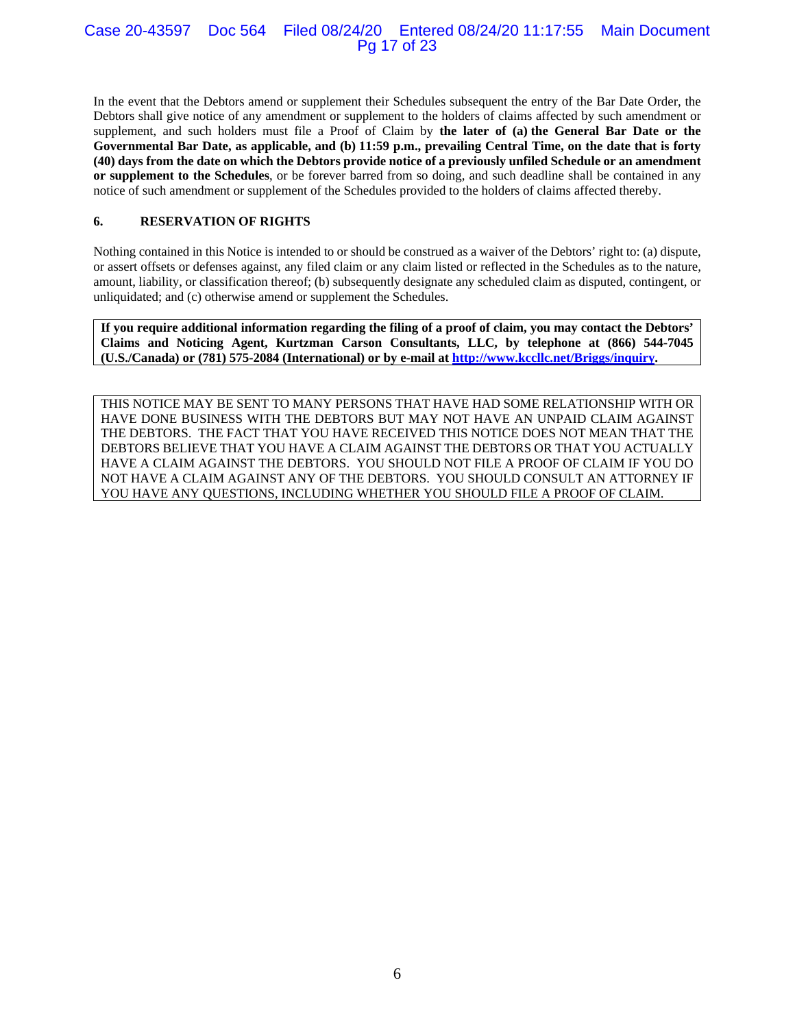In the event that the Debtors amend or supplement their Schedules subsequent the entry of the Bar Date Order, the Debtors shall give notice of any amendment or supplement to the holders of claims affected by such amendment or supplement, and such holders must file a Proof of Claim by **the later of (a) the General Bar Date or the Governmental Bar Date, as applicable, and (b) 11:59 p.m., prevailing Central Time, on the date that is forty (40) days from the date on which the Debtors provide notice of a previously unfiled Schedule or an amendment or supplement to the Schedules**, or be forever barred from so doing, and such deadline shall be contained in any notice of such amendment or supplement of the Schedules provided to the holders of claims affected thereby.

## 6. RESERVATION OF RIGHTS

Nothing contained in this Notice is intended to or should be construed as a waiver of the Debtors' right to: (a) dispute, or assert offsets or defenses against, any filed claim or any claim listed or reflected in the Schedules as to the nature, amount, liability, or classification thereof; (b) subsequently designate any scheduled claim as disputed, contingent, or unliquidated; and (c) otherwise amend or supplement the Schedules.

**If you require additional information regarding the filing of a proof of claim, you may contact the Debtors' Claims and Noticing Agent, Kurtzman Carson Consultants, LLC, by telephone at (866) 544-7045 (U.S./Canada) or (781) 575-2084 (International) or by e-mail at http://www.kccllc.net/Briggs/inquiry.**

THIS NOTICE MAY BE SENT TO MANY PERSONS THAT HAVE HAD SOME RELATIONSHIP WITH OR HAVE DONE BUSINESS WITH THE DEBTORS BUT MAY NOT HAVE AN UNPAID CLAIM AGAINST THE DEBTORS. THE FACT THAT YOU HAVE RECEIVED THIS NOTICE DOES NOT MEAN THAT THE DEBTORS BELIEVE THAT YOU HAVE A CLAIM AGAINST THE DEBTORS OR THAT YOU ACTUALLY HAVE A CLAIM AGAINST THE DEBTORS. YOU SHOULD NOT FILE A PROOF OF CLAIM IF YOU DO NOT HAVE A CLAIM AGAINST ANY OF THE DEBTORS. YOU SHOULD CONSULT AN ATTORNEY IF YOU HAVE ANY QUESTIONS, INCLUDING WHETHER YOU SHOULD FILE A PROOF OF CLAIM.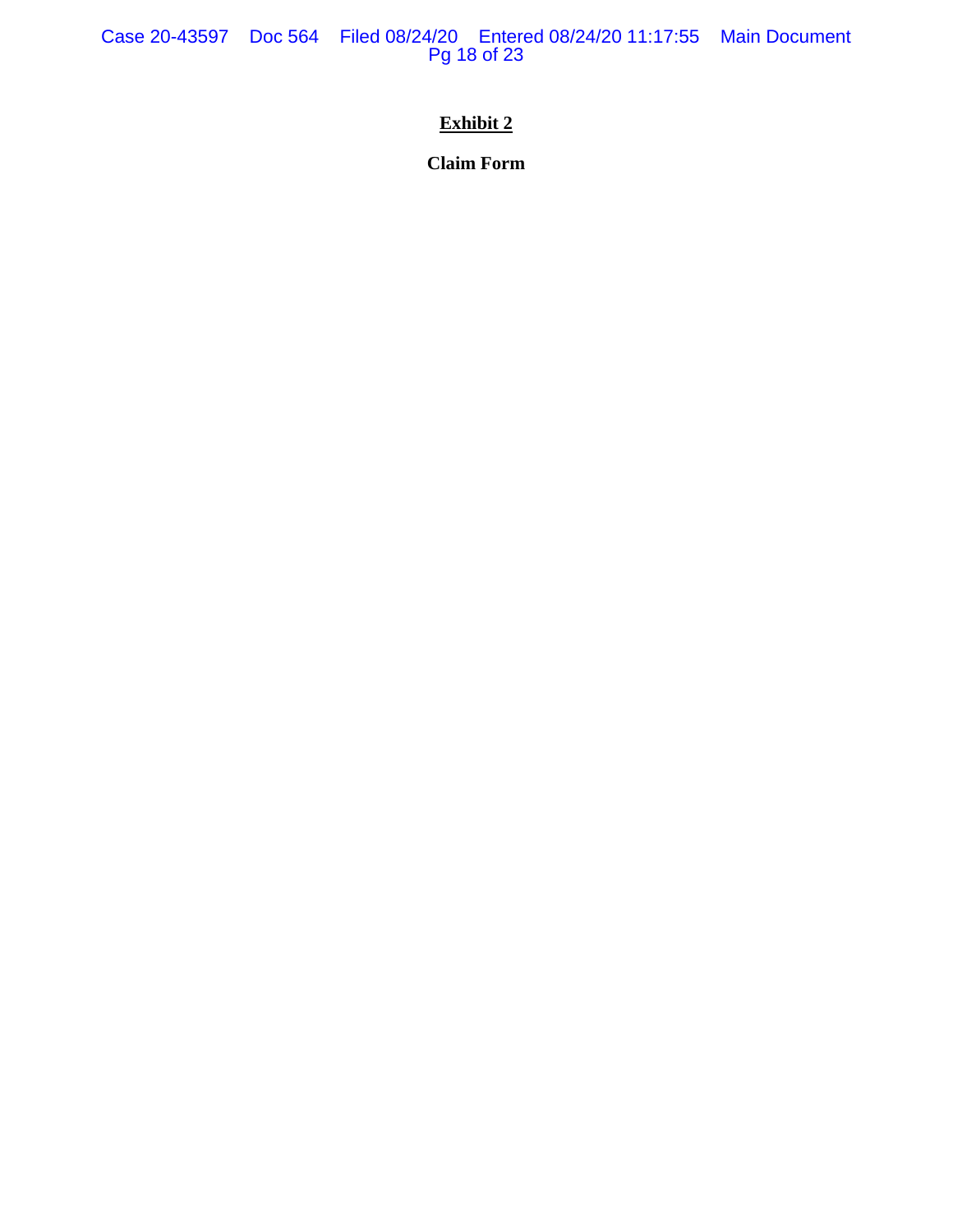# Exhibit 2

**Claim Form**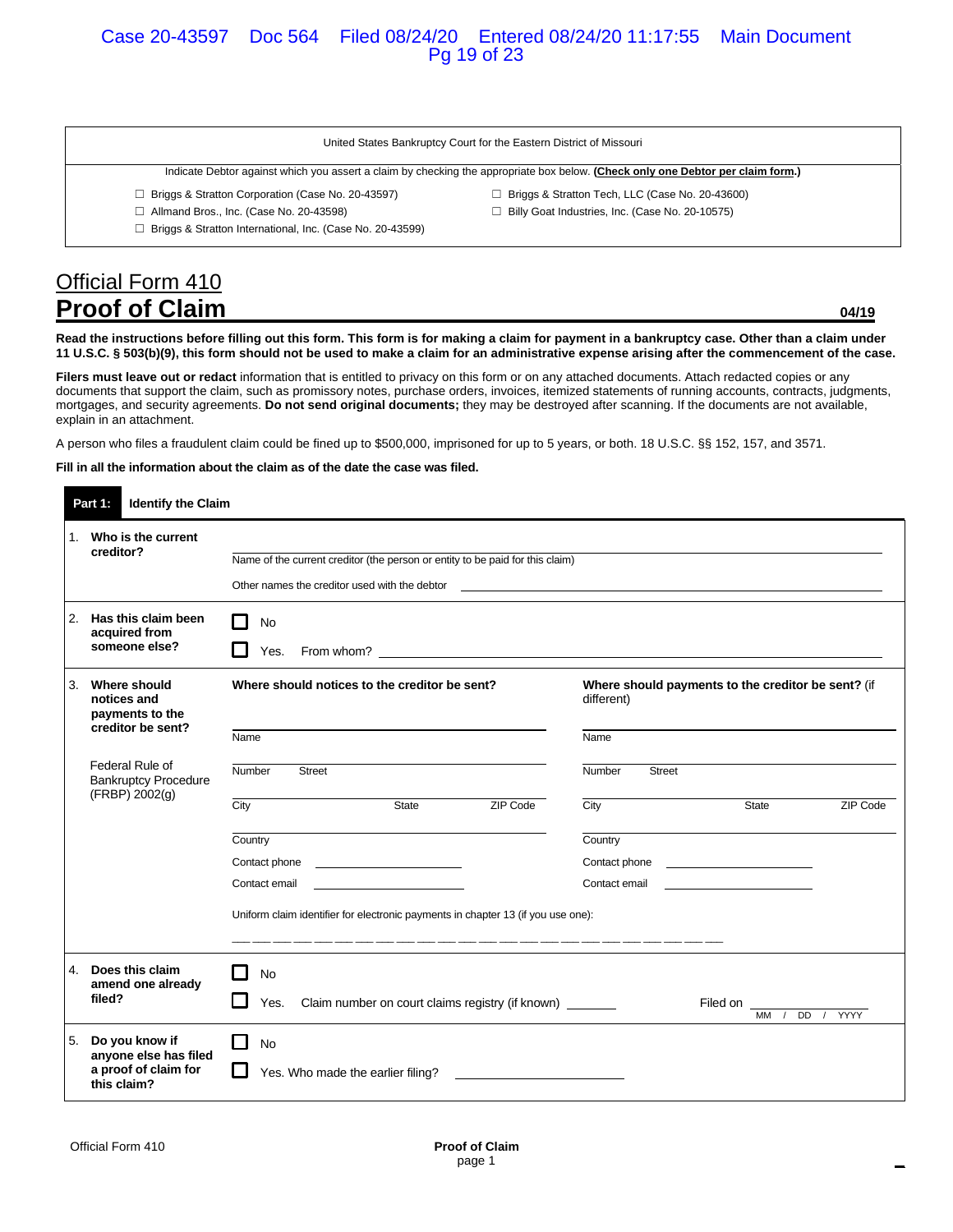United States Bankruptcy Court for the Eastern District of Missouri

Indicate Debtor against which you assert a claim by checking the appropriate box below. **(Check only one Debtor per claim form.)**

- ☐ Briggs & Stratton Corporation (Case No. 20-43597)
- ☐ Allmand Bros., Inc. (Case No. 20-43598)
- ☐ Briggs & Stratton International, Inc. (Case No. 20-43599)
- ☐ Briggs & Stratton Tech, LLC (Case No. 20-43600)
- ☐ Billy Goat Industries, Inc. (Case No. 20-10575)

# Official Form 410

# Proof of Claim

**04/19**

**Read the instructions before filling out this form. This form is for making a claim for payment in a bankruptcy case. Other than a claim under 11 U.S.C. § 503(b)(9), this form should not be used to make a claim for an administrative expense arising after the commencement of the case.**

**Filers must leave out or redact** information that is entitled to privacy on this form or on any attached documents. Attach redacted copies or any documents that support the claim, such as promissory notes, purchase orders, invoices, itemized statements of running accounts, contracts, judgments, mortgages, and security agreements. **Do not send original documents;** they may be destroyed after scanning. If the documents are not available, explain in an attachment.

A person who files a fraudulent claim could be fined up to $500,000, imprisoned for up to 5 years, or both. 18 U.S.C. §§ 152, 157, and 3571.

**Fill in all the information about the claim as of the date the case was filed.**

## Part 1: Identify the Claim

| | |
|---|---|
| **1. Who is the current creditor?** | ______________________<br>Name of the current creditor (the person or entity to be paid for this claim)<br>Other names the creditor used with the debtor ______________________ |
| **2. Has this claim been acquired from someone else?** | ☐ No<br>☐ Yes. From whom? ______________________ |
| **3. Where should notices and payments to the creditor be sent?**<br><br>Federal Rule of Bankruptcy Procedure (FRBP) 2002(g) | **Where should notices to the creditor be sent?**<br>Name<br>Number Street<br>City State ZIP Code<br>Country<br>Contact phone ______________<br>Contact email ______________<br><br>**Where should payments to the creditor be sent?** (if different)<br>Name<br>Number Street<br>City State ZIP Code<br>Country<br>Contact phone ______________<br>Contact email ______________<br><br>Uniform claim identifier for electronic payments in chapter 13 (if you use one):<br>___ ___ ___ ___ ___ ___ ___ ___ ___ ___ ___ ___ ___ ___ ___ ___ ___ ___ ___ ___ ___ ___ ___ ___ |
| **4. Does this claim amend one already filed?** | ☐ No<br>☐ Yes. Claim number on court claims registry (if known) _______ Filed on ________ (MM / DD / YYYY) |
| **5. Do you know if anyone else has filed a proof of claim for this claim?** | ☐ No<br>☐ Yes. Who made the earlier filing? ______________________ |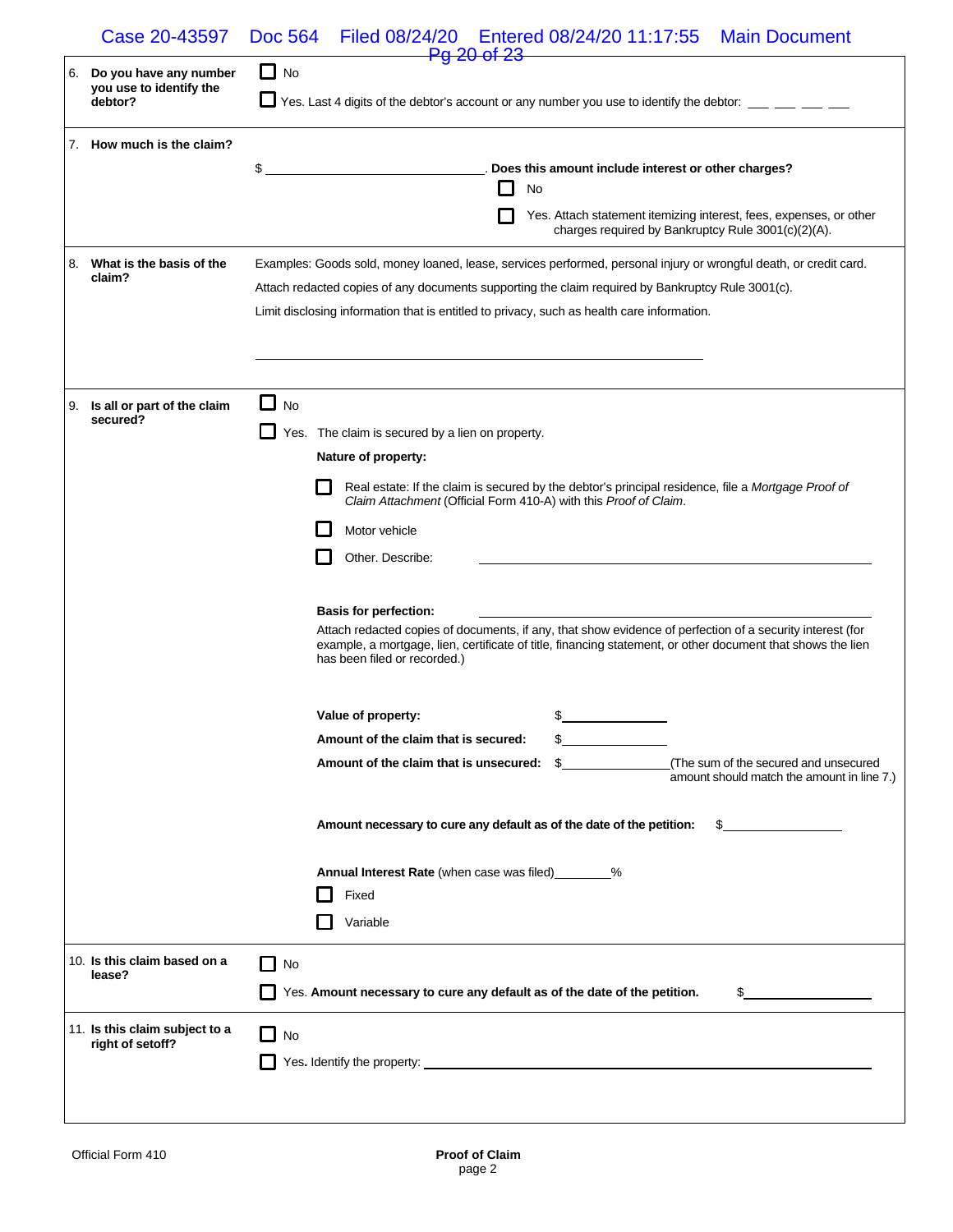**6. Do you have any number you use to identify the debtor?**

☐ No

☐ Yes. Last 4 digits of the debtor's account or any number you use to identify the debtor: ___ ___ ___ ___

**7. How much is the claim?**

$ ______________________________. **Does this amount include interest or other charges?**

☐ No

☐ Yes. Attach statement itemizing interest, fees, expenses, or other charges required by Bankruptcy Rule 3001(c)(2)(A).

**8. What is the basis of the claim?**

Examples: Goods sold, money loaned, lease, services performed, personal injury or wrongful death, or credit card.

Attach redacted copies of any documents supporting the claim required by Bankruptcy Rule 3001(c).

Limit disclosing information that is entitled to privacy, such as health care information.

______________________________________________________________

**9. Is all or part of the claim secured?**

☐ No

☐ Yes. The claim is secured by a lien on property.

**Nature of property:**

☐ Real estate: If the claim is secured by the debtor's principal residence, file a *Mortgage Proof of Claim Attachment* (Official Form 410-A) with this *Proof of Claim*.

☐ Motor vehicle

☐ Other. Describe: ______________________________

**Basis for perfection:** ______________________________

Attach redacted copies of documents, if any, that show evidence of perfection of a security interest (for example, a mortgage, lien, certificate of title, financing statement, or other document that shows the lien has been filed or recorded.)

**Value of property:** $______________

**Amount of the claim that is secured:** $______________

**Amount of the claim that is unsecured:** $______________(The sum of the secured and unsecured amount should match the amount in line 7.)

**Amount necessary to cure any default as of the date of the petition:** $______________

**Annual Interest Rate** (when case was filed)________%

☐ Fixed

☐ Variable

**10. Is this claim based on a lease?**

☐ No

☐ Yes. **Amount necessary to cure any default as of the date of the petition.** $______________

**11. Is this claim subject to a right of setoff?**

☐ No

☐ Yes. Identify the property: ______________________________

Official Form 410 — **Proof of Claim** — page 2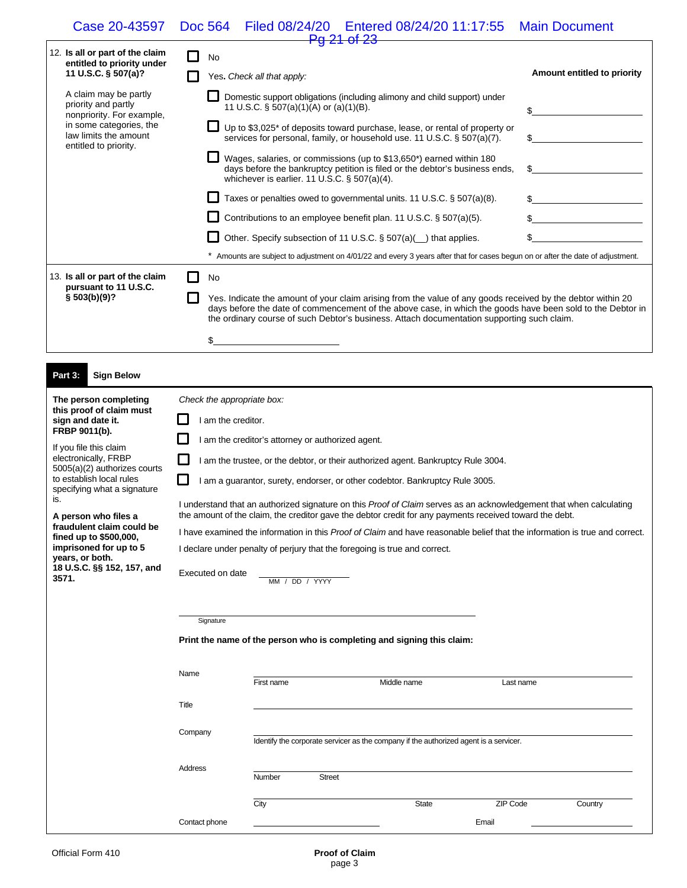| | | |
|---|---|---|
| 12. **Is all or part of the claim entitled to priority under 11 U.S.C. § 507(a)?**<br><br>A claim may be partly priority and partly nonpriority. For example, in some categories, the law limits the amount entitled to priority. | ☐ No<br>☐ Yes. *Check all that apply:* | **Amount entitled to priority** |
| | ☐ Domestic support obligations (including alimony and child support) under 11 U.S.C. § 507(a)(1)(A) or (a)(1)(B). | $____________ |
| | ☐ Up to $3,025* of deposits toward purchase, lease, or rental of property or services for personal, family, or household use. 11 U.S.C. § 507(a)(7). | $____________ |
| | ☐ Wages, salaries, or commissions (up to $13,650*) earned within 180 days before the bankruptcy petition is filed or the debtor's business ends, whichever is earlier. 11 U.S.C. § 507(a)(4). | $____________ |
| | ☐ Taxes or penalties owed to governmental units. 11 U.S.C. § 507(a)(8). | $____________ |
| | ☐ Contributions to an employee benefit plan. 11 U.S.C. § 507(a)(5). | $____________ |
| | ☐ Other. Specify subsection of 11 U.S.C. § 507(a)(__) that applies. | $____________ |
| | * Amounts are subject to adjustment on 4/01/22 and every 3 years after that for cases begun on or after the date of adjustment. | |
| 13. **Is all or part of the claim pursuant to 11 U.S.C. § 503(b)(9)?** | ☐ No<br>☐ Yes. Indicate the amount of your claim arising from the value of any goods received by the debtor within 20 days before the date of commencement of the above case, in which the goods have been sold to the Debtor in the ordinary course of such Debtor's business. Attach documentation supporting such claim.<br><br>$____________ | |

## Part 3: Sign Below

**The person completing this proof of claim must sign and date it. FRBP 9011(b).**

If you file this claim electronically, FRBP 5005(a)(2) authorizes courts to establish local rules specifying what a signature is.

**A person who files a fraudulent claim could be fined up to $500,000, imprisoned for up to 5 years, or both. 18 U.S.C. §§ 152, 157, and 3571.**

*Check the appropriate box:*

☐ I am the creditor.

☐ I am the creditor's attorney or authorized agent.

☐ I am the trustee, or the debtor, or their authorized agent. Bankruptcy Rule 3004.

☐ I am a guarantor, surety, endorser, or other codebtor. Bankruptcy Rule 3005.

I understand that an authorized signature on this *Proof of Claim* serves as an acknowledgement that when calculating the amount of the claim, the creditor gave the debtor credit for any payments received toward the debt.

I have examined the information in this *Proof of Claim* and have reasonable belief that the information is true and correct.

I declare under penalty of perjury that the foregoing is true and correct.

Executed on date ____________
MM / DD / YYYY

______________________________
Signature

**Print the name of the person who is completing and signing this claim:**

| | | | | |
|---|---|---|---|---|
| Name | First name | Middle name | Last name | |
| Title | | | | |
| Company | Identify the corporate servicer as the company if the authorized agent is a servicer. | | | |
| Address | Number Street | | | |
| | City | State | ZIP Code | Country |
| Contact phone | | Email | | |

Official Form 410 — **Proof of Claim** — page 3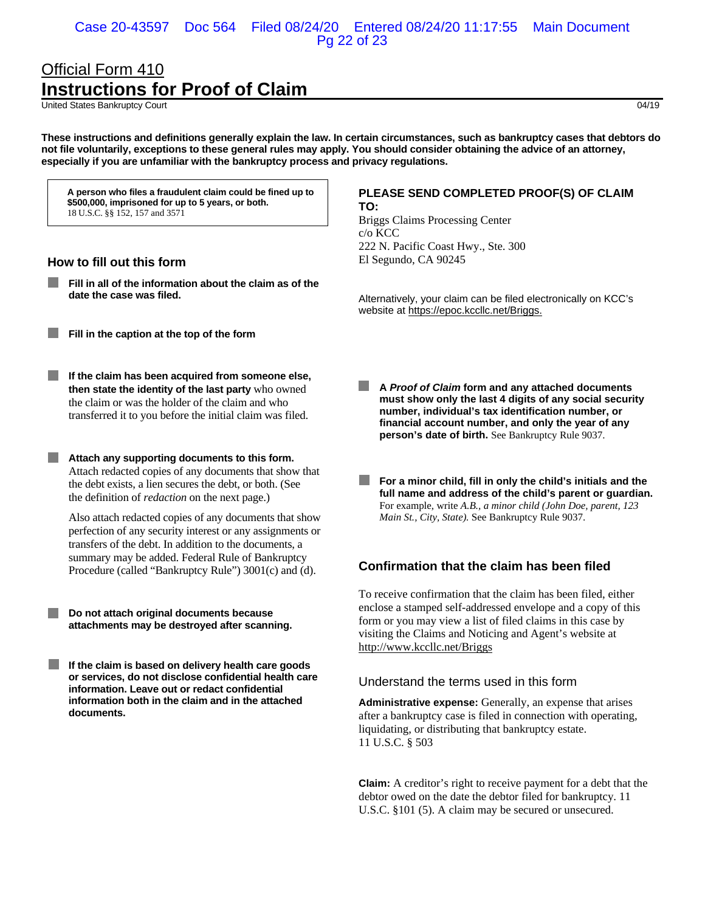Official Form 410

# Instructions for Proof of Claim

United States Bankruptcy Court

04/19

**These instructions and definitions generally explain the law. In certain circumstances, such as bankruptcy cases that debtors do not file voluntarily, exceptions to these general rules may apply. You should consider obtaining the advice of an attorney, especially if you are unfamiliar with the bankruptcy process and privacy regulations.**

> **A person who files a fraudulent claim could be fined up to $500,000, imprisoned for up to 5 years, or both.**
> 18 U.S.C. §§ 152, 157 and 3571

## How to fill out this form

- **Fill in all of the information about the claim as of the date the case was filed.**

- **Fill in the caption at the top of the form**

- **If the claim has been acquired from someone else, then state the identity of the last party** who owned the claim or was the holder of the claim and who transferred it to you before the initial claim was filed.

- **Attach any supporting documents to this form.** Attach redacted copies of any documents that show that the debt exists, a lien secures the debt, or both. (See the definition of *redaction* on the next page.)

  Also attach redacted copies of any documents that show perfection of any security interest or any assignments or transfers of the debt. In addition to the documents, a summary may be added. Federal Rule of Bankruptcy Procedure (called "Bankruptcy Rule") 3001(c) and (d).

- **Do not attach original documents because attachments may be destroyed after scanning.**

- **If the claim is based on delivery health care goods or services, do not disclose confidential health care information. Leave out or redact confidential information both in the claim and in the attached documents.**

**PLEASE SEND COMPLETED PROOF(S) OF CLAIM TO:**

Briggs Claims Processing Center
c/o KCC
222 N. Pacific Coast Hwy., Ste. 300
El Segundo, CA 90245

Alternatively, your claim can be filed electronically on KCC's website at https://epoc.kccllc.net/Briggs.

- **A *Proof of Claim* form and any attached documents must show only the last 4 digits of any social security number, individual's tax identification number, or financial account number, and only the year of any person's date of birth.** See Bankruptcy Rule 9037.

- **For a minor child, fill in only the child's initials and the full name and address of the child's parent or guardian.** For example, write *A.B., a minor child (John Doe, parent, 123 Main St., City, State).* See Bankruptcy Rule 9037.

## Confirmation that the claim has been filed

To receive confirmation that the claim has been filed, either enclose a stamped self-addressed envelope and a copy of this form or you may view a list of filed claims in this case by visiting the Claims and Noticing and Agent's website at http://www.kccllc.net/Briggs

## Understand the terms used in this form

**Administrative expense:** Generally, an expense that arises after a bankruptcy case is filed in connection with operating, liquidating, or distributing that bankruptcy estate. 11 U.S.C. § 503

**Claim:** A creditor's right to receive payment for a debt that the debtor owed on the date the debtor filed for bankruptcy. 11 U.S.C. §101 (5). A claim may be secured or unsecured.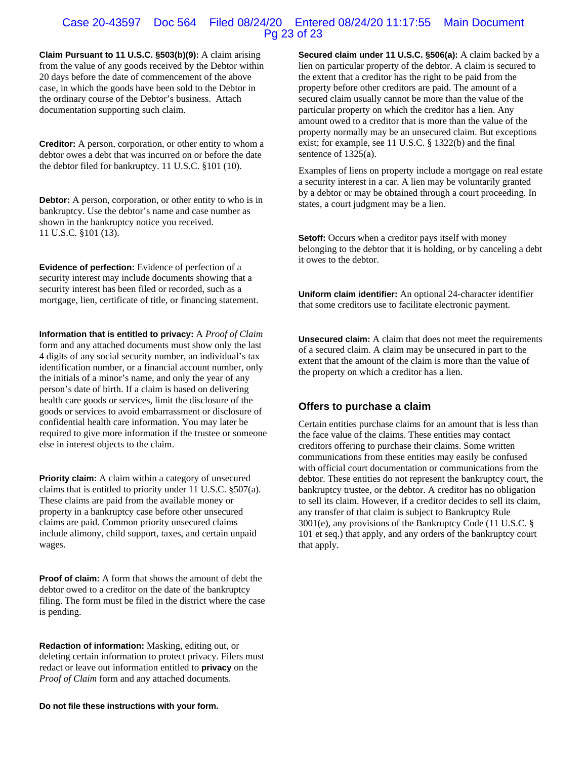**Claim Pursuant to 11 U.S.C. §503(b)(9):** A claim arising from the value of any goods received by the Debtor within 20 days before the date of commencement of the above case, in which the goods have been sold to the Debtor in the ordinary course of the Debtor's business. Attach documentation supporting such claim.

**Creditor:** A person, corporation, or other entity to whom a debtor owes a debt that was incurred on or before the date the debtor filed for bankruptcy. 11 U.S.C. §101 (10).

**Debtor:** A person, corporation, or other entity to who is in bankruptcy. Use the debtor's name and case number as shown in the bankruptcy notice you received. 11 U.S.C. §101 (13).

**Evidence of perfection:** Evidence of perfection of a security interest may include documents showing that a security interest has been filed or recorded, such as a mortgage, lien, certificate of title, or financing statement.

**Information that is entitled to privacy:** A *Proof of Claim* form and any attached documents must show only the last 4 digits of any social security number, an individual's tax identification number, or a financial account number, only the initials of a minor's name, and only the year of any person's date of birth. If a claim is based on delivering health care goods or services, limit the disclosure of the goods or services to avoid embarrassment or disclosure of confidential health care information. You may later be required to give more information if the trustee or someone else in interest objects to the claim.

**Priority claim:** A claim within a category of unsecured claims that is entitled to priority under 11 U.S.C. §507(a). These claims are paid from the available money or property in a bankruptcy case before other unsecured claims are paid. Common priority unsecured claims include alimony, child support, taxes, and certain unpaid wages.

**Proof of claim:** A form that shows the amount of debt the debtor owed to a creditor on the date of the bankruptcy filing. The form must be filed in the district where the case is pending.

**Redaction of information:** Masking, editing out, or deleting certain information to protect privacy. Filers must redact or leave out information entitled to **privacy** on the *Proof of Claim* form and any attached documents.

**Do not file these instructions with your form.**

**Secured claim under 11 U.S.C. §506(a):** A claim backed by a lien on particular property of the debtor. A claim is secured to the extent that a creditor has the right to be paid from the property before other creditors are paid. The amount of a secured claim usually cannot be more than the value of the particular property on which the creditor has a lien. Any amount owed to a creditor that is more than the value of the property normally may be an unsecured claim. But exceptions exist; for example, see 11 U.S.C. § 1322(b) and the final sentence of 1325(a).

Examples of liens on property include a mortgage on real estate a security interest in a car. A lien may be voluntarily granted by a debtor or may be obtained through a court proceeding. In states, a court judgment may be a lien.

**Setoff:** Occurs when a creditor pays itself with money belonging to the debtor that it is holding, or by canceling a debt it owes to the debtor.

**Uniform claim identifier:** An optional 24-character identifier that some creditors use to facilitate electronic payment.

**Unsecured claim:** A claim that does not meet the requirements of a secured claim. A claim may be unsecured in part to the extent that the amount of the claim is more than the value of the property on which a creditor has a lien.

## Offers to purchase a claim

Certain entities purchase claims for an amount that is less than the face value of the claims. These entities may contact creditors offering to purchase their claims. Some written communications from these entities may easily be confused with official court documentation or communications from the debtor. These entities do not represent the bankruptcy court, the bankruptcy trustee, or the debtor. A creditor has no obligation to sell its claim. However, if a creditor decides to sell its claim, any transfer of that claim is subject to Bankruptcy Rule 3001(e), any provisions of the Bankruptcy Code (11 U.S.C. § 101 et seq.) that apply, and any orders of the bankruptcy court that apply.